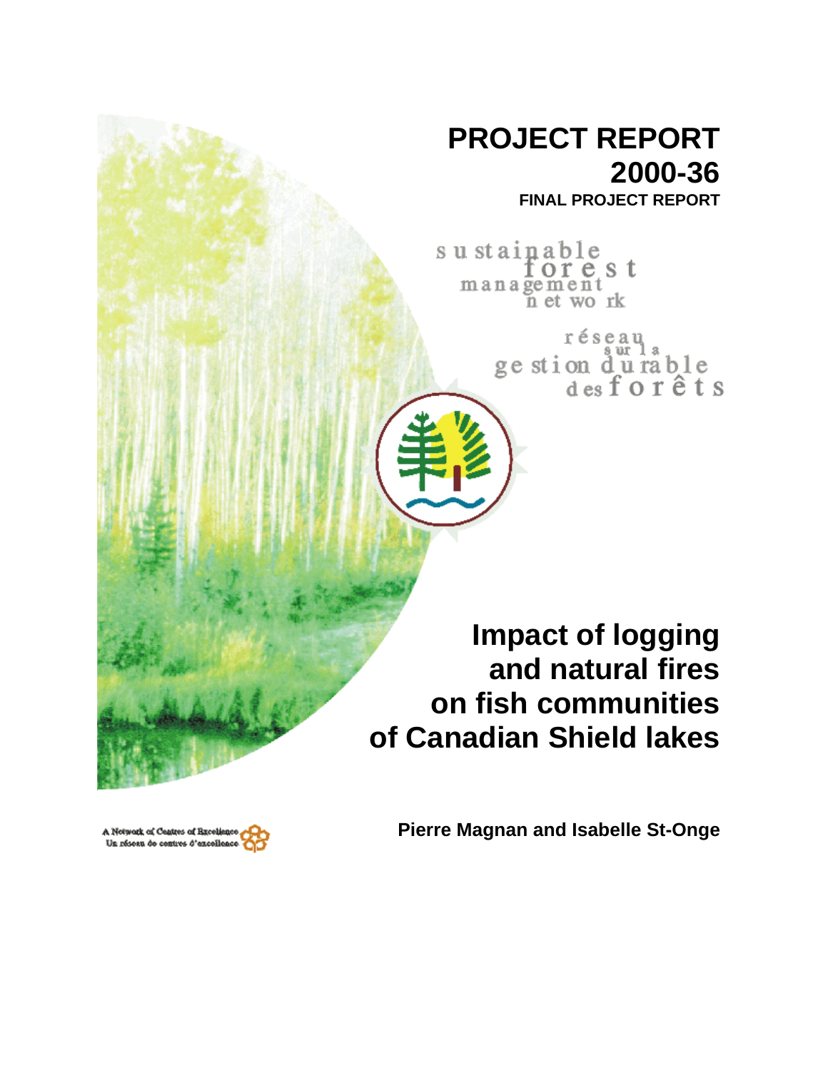# PROJECT REPORT 2000-36

**FINAL PROJECT REPORT**

sustainable forest management network

réseau sur la gestion durable des forêts

# Impact of logging and natural fires on fish communities of Canadian Shield lakes

**Pierre Magnan and Isabelle St-Onge**

A Network of Centres of Excellence
Un réseau de centres d'excellence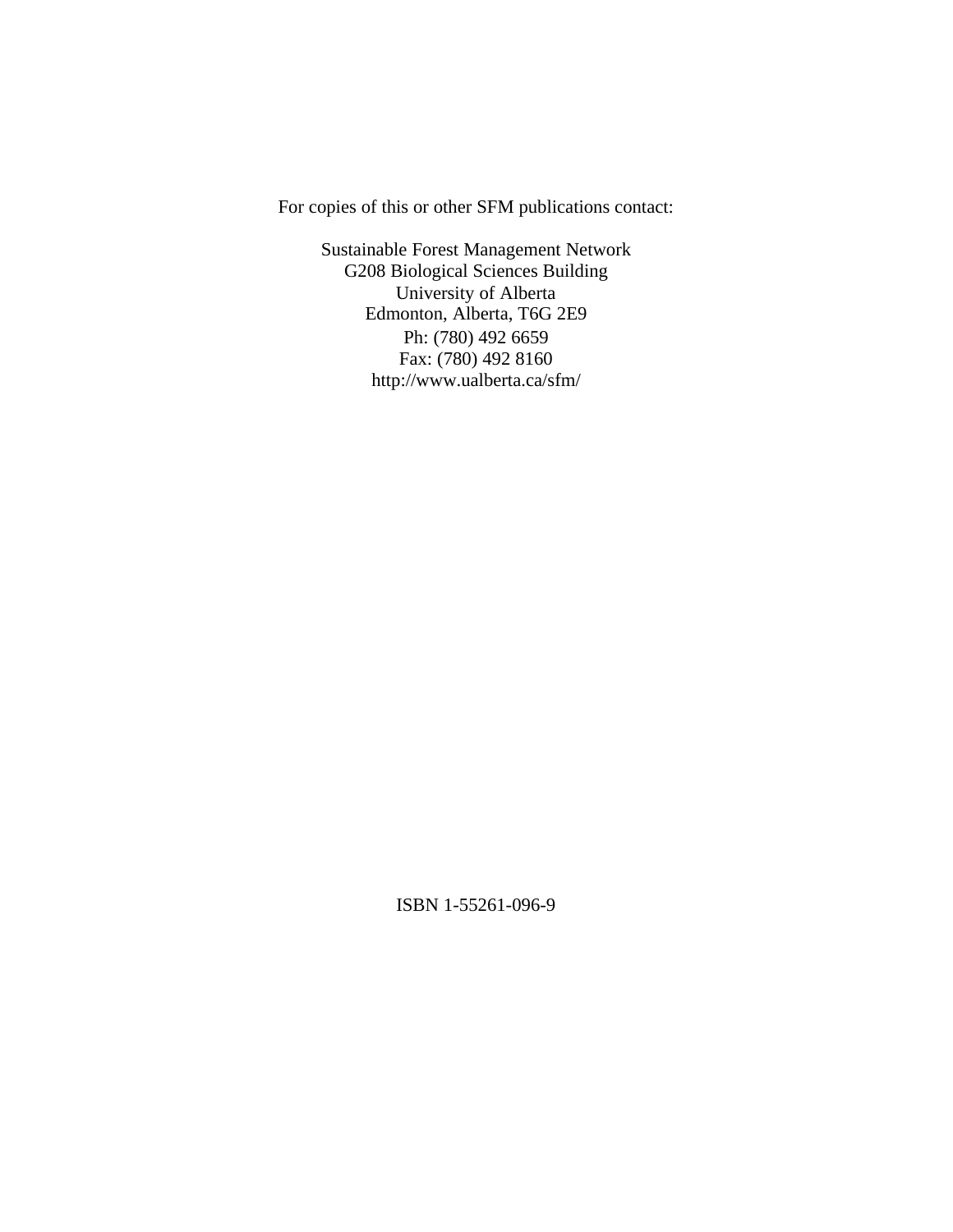For copies of this or other SFM publications contact:

Sustainable Forest Management Network
G208 Biological Sciences Building
University of Alberta
Edmonton, Alberta, T6G 2E9
Ph: (780) 492 6659
Fax: (780) 492 8160
http://www.ualberta.ca/sfm/

ISBN 1-55261-096-9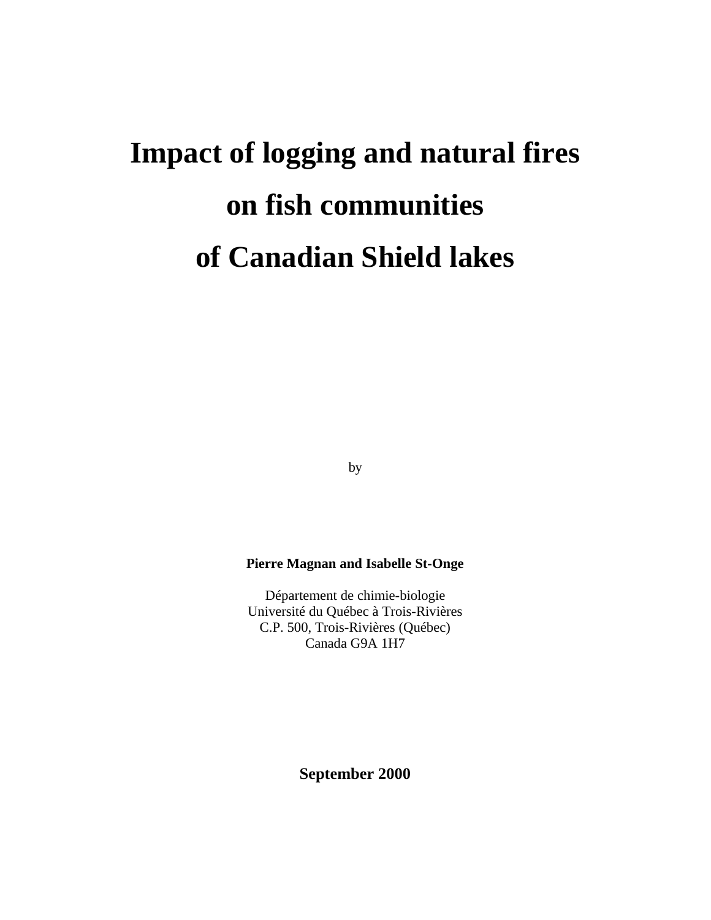# Impact of logging and natural fires on fish communities of Canadian Shield lakes

by

**Pierre Magnan and Isabelle St-Onge**

Département de chimie-biologie
Université du Québec à Trois-Rivières
C.P. 500, Trois-Rivières (Québec)
Canada G9A 1H7

**September 2000**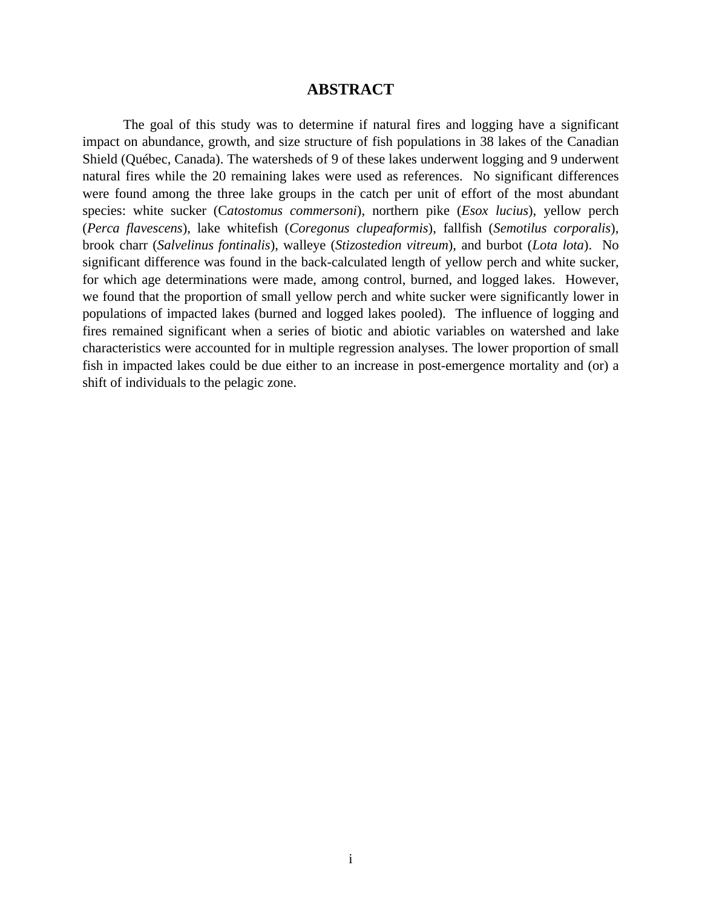# ABSTRACT

The goal of this study was to determine if natural fires and logging have a significant impact on abundance, growth, and size structure of fish populations in 38 lakes of the Canadian Shield (Québec, Canada). The watersheds of 9 of these lakes underwent logging and 9 underwent natural fires while the 20 remaining lakes were used as references. No significant differences were found among the three lake groups in the catch per unit of effort of the most abundant species: white sucker (*Catostomus commersoni*), northern pike (*Esox lucius*), yellow perch (*Perca flavescens*), lake whitefish (*Coregonus clupeaformis*), fallfish (*Semotilus corporalis*), brook charr (*Salvelinus fontinalis*), walleye (*Stizostedion vitreum*), and burbot (*Lota lota*). No significant difference was found in the back-calculated length of yellow perch and white sucker, for which age determinations were made, among control, burned, and logged lakes. However, we found that the proportion of small yellow perch and white sucker were significantly lower in populations of impacted lakes (burned and logged lakes pooled). The influence of logging and fires remained significant when a series of biotic and abiotic variables on watershed and lake characteristics were accounted for in multiple regression analyses. The lower proportion of small fish in impacted lakes could be due either to an increase in post-emergence mortality and (or) a shift of individuals to the pelagic zone.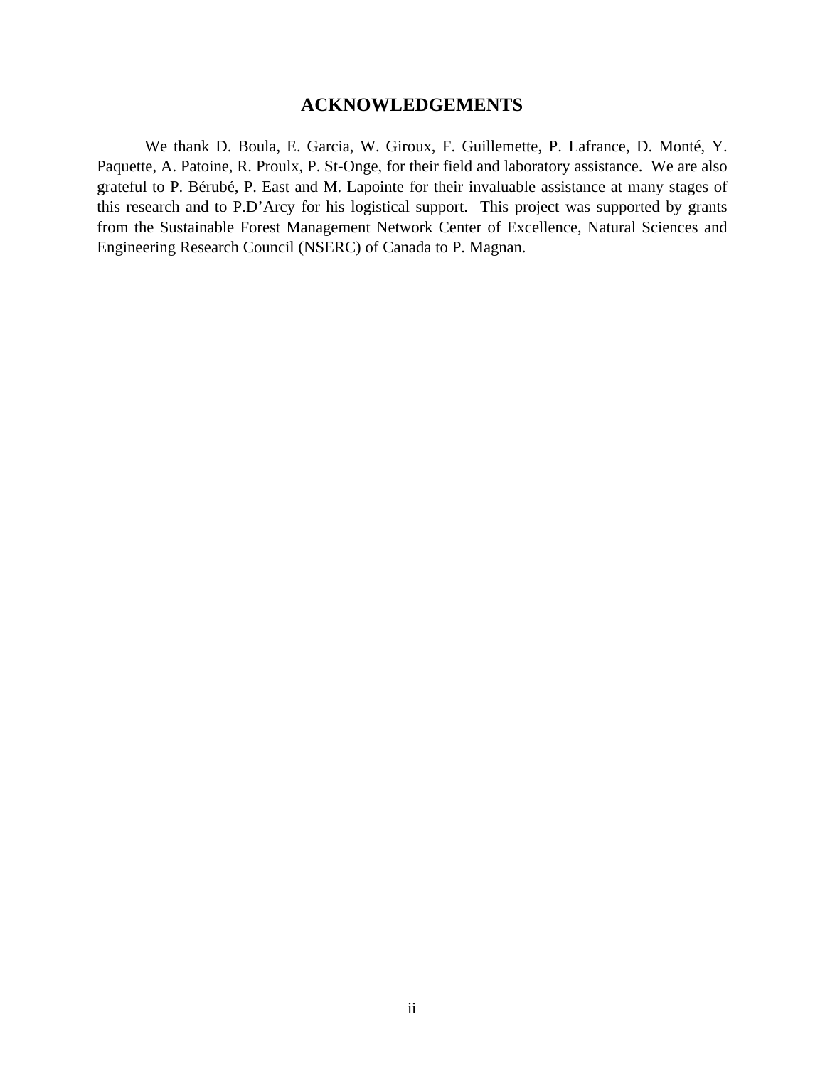## ACKNOWLEDGEMENTS

We thank D. Boula, E. Garcia, W. Giroux, F. Guillemette, P. Lafrance, D. Monté, Y. Paquette, A. Patoine, R. Proulx, P. St-Onge, for their field and laboratory assistance. We are also grateful to P. Bérubé, P. East and M. Lapointe for their invaluable assistance at many stages of this research and to P.D'Arcy for his logistical support. This project was supported by grants from the Sustainable Forest Management Network Center of Excellence, Natural Sciences and Engineering Research Council (NSERC) of Canada to P. Magnan.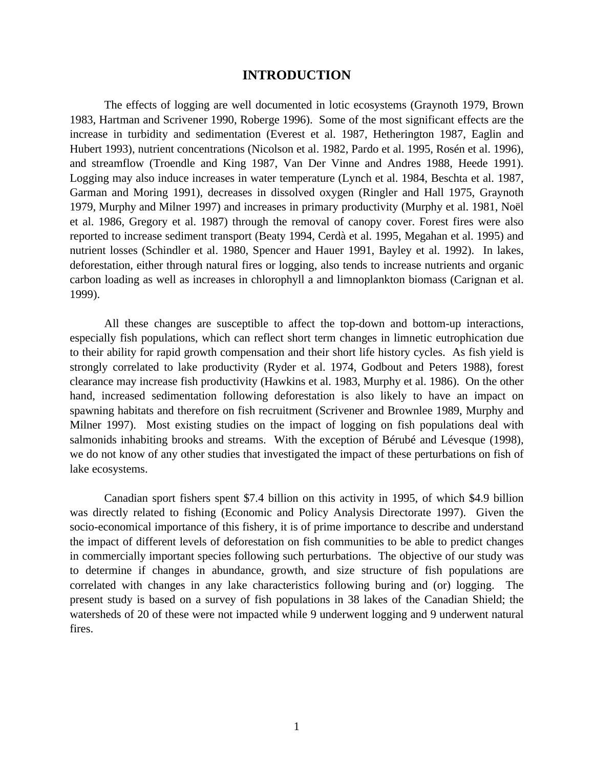# INTRODUCTION

The effects of logging are well documented in lotic ecosystems (Graynoth 1979, Brown 1983, Hartman and Scrivener 1990, Roberge 1996). Some of the most significant effects are the increase in turbidity and sedimentation (Everest et al. 1987, Hetherington 1987, Eaglin and Hubert 1993), nutrient concentrations (Nicolson et al. 1982, Pardo et al. 1995, Rosén et al. 1996), and streamflow (Troendle and King 1987, Van Der Vinne and Andres 1988, Heede 1991). Logging may also induce increases in water temperature (Lynch et al. 1984, Beschta et al. 1987, Garman and Moring 1991), decreases in dissolved oxygen (Ringler and Hall 1975, Graynoth 1979, Murphy and Milner 1997) and increases in primary productivity (Murphy et al. 1981, Noël et al. 1986, Gregory et al. 1987) through the removal of canopy cover. Forest fires were also reported to increase sediment transport (Beaty 1994, Cerdà et al. 1995, Megahan et al. 1995) and nutrient losses (Schindler et al. 1980, Spencer and Hauer 1991, Bayley et al. 1992). In lakes, deforestation, either through natural fires or logging, also tends to increase nutrients and organic carbon loading as well as increases in chlorophyll a and limnoplankton biomass (Carignan et al. 1999).

All these changes are susceptible to affect the top-down and bottom-up interactions, especially fish populations, which can reflect short term changes in limnetic eutrophication due to their ability for rapid growth compensation and their short life history cycles. As fish yield is strongly correlated to lake productivity (Ryder et al. 1974, Godbout and Peters 1988), forest clearance may increase fish productivity (Hawkins et al. 1983, Murphy et al. 1986). On the other hand, increased sedimentation following deforestation is also likely to have an impact on spawning habitats and therefore on fish recruitment (Scrivener and Brownlee 1989, Murphy and Milner 1997). Most existing studies on the impact of logging on fish populations deal with salmonids inhabiting brooks and streams. With the exception of Bérubé and Lévesque (1998), we do not know of any other studies that investigated the impact of these perturbations on fish of lake ecosystems.

Canadian sport fishers spent $7.4 billion on this activity in 1995, of which $4.9 billion was directly related to fishing (Economic and Policy Analysis Directorate 1997). Given the socio-economical importance of this fishery, it is of prime importance to describe and understand the impact of different levels of deforestation on fish communities to be able to predict changes in commercially important species following such perturbations. The objective of our study was to determine if changes in abundance, growth, and size structure of fish populations are correlated with changes in any lake characteristics following buring and (or) logging. The present study is based on a survey of fish populations in 38 lakes of the Canadian Shield; the watersheds of 20 of these were not impacted while 9 underwent logging and 9 underwent natural fires.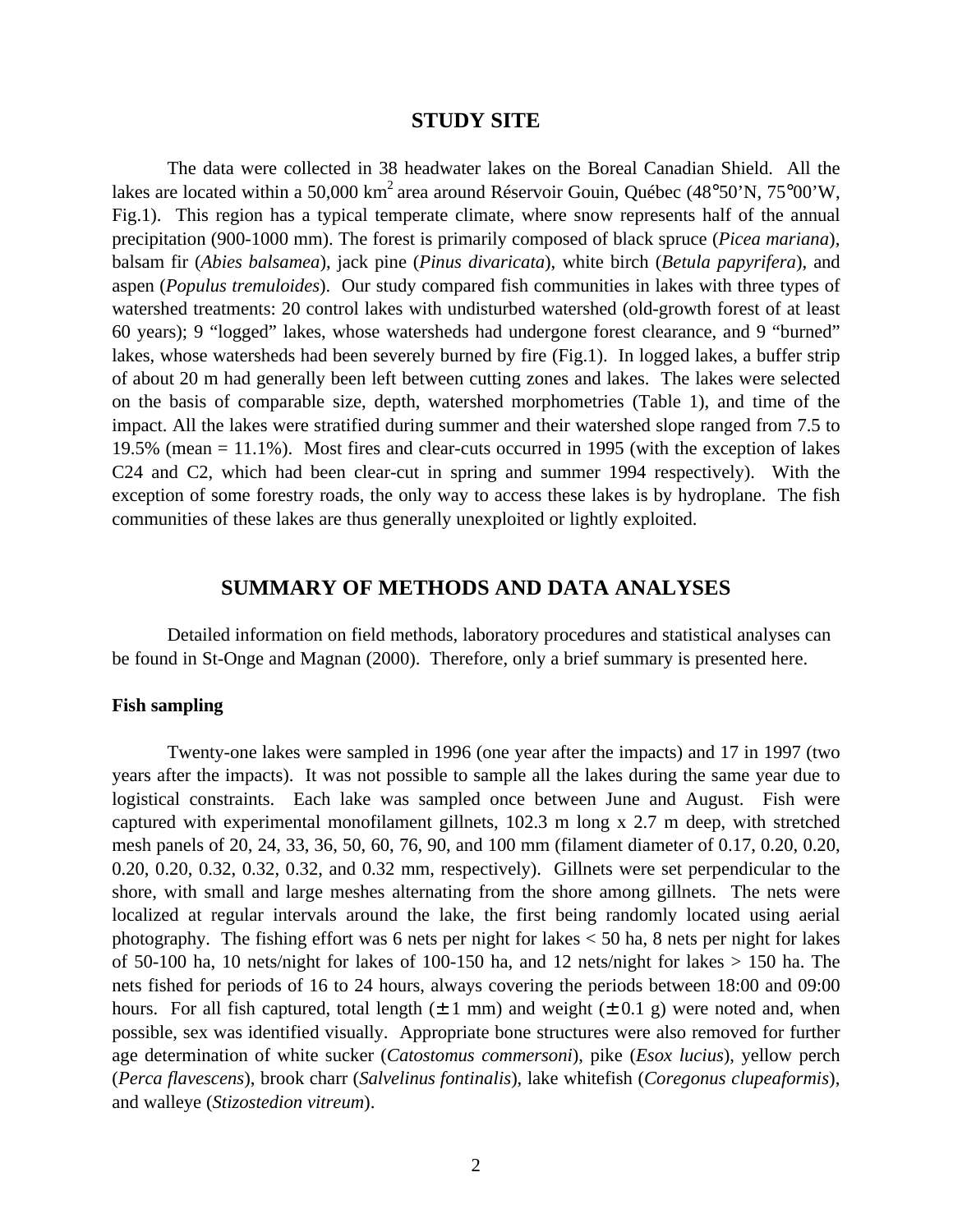## STUDY SITE

The data were collected in 38 headwater lakes on the Boreal Canadian Shield. All the lakes are located within a 50,000 km$^2$ area around Réservoir Gouin, Québec (48°50'N, 75°00'W, Fig.1). This region has a typical temperate climate, where snow represents half of the annual precipitation (900-1000 mm). The forest is primarily composed of black spruce (*Picea mariana*), balsam fir (*Abies balsamea*), jack pine (*Pinus divaricata*), white birch (*Betula papyrifera*), and aspen (*Populus tremuloides*). Our study compared fish communities in lakes with three types of watershed treatments: 20 control lakes with undisturbed watershed (old-growth forest of at least 60 years); 9 "logged" lakes, whose watersheds had undergone forest clearance, and 9 "burned" lakes, whose watersheds had been severely burned by fire (Fig.1). In logged lakes, a buffer strip of about 20 m had generally been left between cutting zones and lakes. The lakes were selected on the basis of comparable size, depth, watershed morphometries (Table 1), and time of the impact. All the lakes were stratified during summer and their watershed slope ranged from 7.5 to 19.5% (mean = 11.1%). Most fires and clear-cuts occurred in 1995 (with the exception of lakes C24 and C2, which had been clear-cut in spring and summer 1994 respectively). With the exception of some forestry roads, the only way to access these lakes is by hydroplane. The fish communities of these lakes are thus generally unexploited or lightly exploited.

## SUMMARY OF METHODS AND DATA ANALYSES

Detailed information on field methods, laboratory procedures and statistical analyses can be found in St-Onge and Magnan (2000). Therefore, only a brief summary is presented here.

### Fish sampling

Twenty-one lakes were sampled in 1996 (one year after the impacts) and 17 in 1997 (two years after the impacts). It was not possible to sample all the lakes during the same year due to logistical constraints. Each lake was sampled once between June and August. Fish were captured with experimental monofilament gillnets, 102.3 m long x 2.7 m deep, with stretched mesh panels of 20, 24, 33, 36, 50, 60, 76, 90, and 100 mm (filament diameter of 0.17, 0.20, 0.20, 0.20, 0.20, 0.32, 0.32, 0.32, and 0.32 mm, respectively). Gillnets were set perpendicular to the shore, with small and large meshes alternating from the shore among gillnets. The nets were localized at regular intervals around the lake, the first being randomly located using aerial photography. The fishing effort was 6 nets per night for lakes < 50 ha, 8 nets per night for lakes of 50-100 ha, 10 nets/night for lakes of 100-150 ha, and 12 nets/night for lakes > 150 ha. The nets fished for periods of 16 to 24 hours, always covering the periods between 18:00 and 09:00 hours. For all fish captured, total length (± 1 mm) and weight (± 0.1 g) were noted and, when possible, sex was identified visually. Appropriate bone structures were also removed for further age determination of white sucker (*Catostomus commersoni*), pike (*Esox lucius*), yellow perch (*Perca flavescens*), brook charr (*Salvelinus fontinalis*), lake whitefish (*Coregonus clupeaformis*), and walleye (*Stizostedion vitreum*).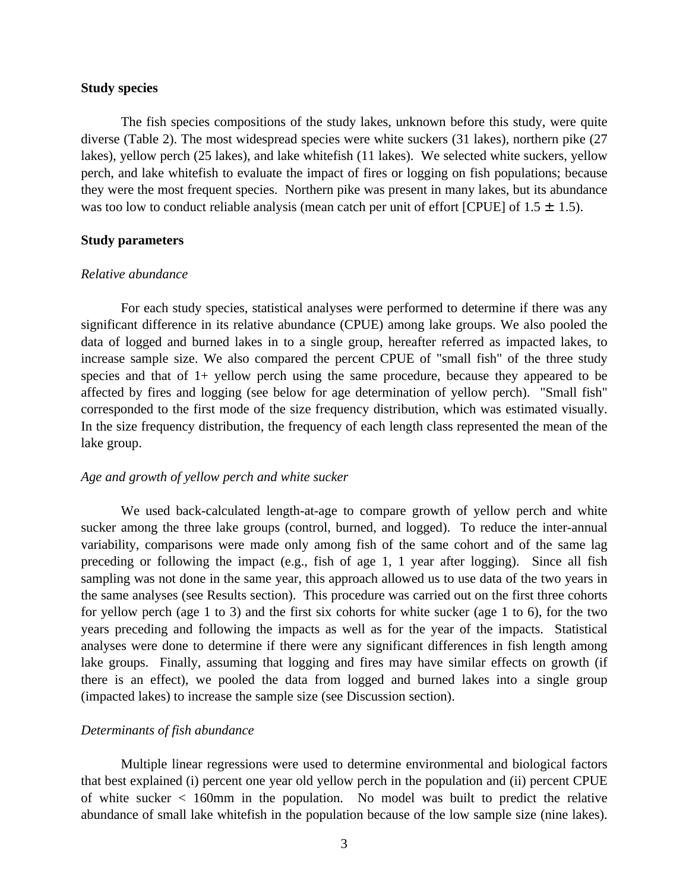### Study species

The fish species compositions of the study lakes, unknown before this study, were quite diverse (Table 2). The most widespread species were white suckers (31 lakes), northern pike (27 lakes), yellow perch (25 lakes), and lake whitefish (11 lakes). We selected white suckers, yellow perch, and lake whitefish to evaluate the impact of fires or logging on fish populations; because they were the most frequent species. Northern pike was present in many lakes, but its abundance was too low to conduct reliable analysis (mean catch per unit of effort [CPUE] of $1.5 \pm 1.5$).

### Study parameters

*Relative abundance*

For each study species, statistical analyses were performed to determine if there was any significant difference in its relative abundance (CPUE) among lake groups. We also pooled the data of logged and burned lakes in to a single group, hereafter referred as impacted lakes, to increase sample size. We also compared the percent CPUE of "small fish" of the three study species and that of 1+ yellow perch using the same procedure, because they appeared to be affected by fires and logging (see below for age determination of yellow perch). "Small fish" corresponded to the first mode of the size frequency distribution, which was estimated visually. In the size frequency distribution, the frequency of each length class represented the mean of the lake group.

*Age and growth of yellow perch and white sucker*

We used back-calculated length-at-age to compare growth of yellow perch and white sucker among the three lake groups (control, burned, and logged). To reduce the inter-annual variability, comparisons were made only among fish of the same cohort and of the same lag preceding or following the impact (e.g., fish of age 1, 1 year after logging). Since all fish sampling was not done in the same year, this approach allowed us to use data of the two years in the same analyses (see Results section). This procedure was carried out on the first three cohorts for yellow perch (age 1 to 3) and the first six cohorts for white sucker (age 1 to 6), for the two years preceding and following the impacts as well as for the year of the impacts. Statistical analyses were done to determine if there were any significant differences in fish length among lake groups. Finally, assuming that logging and fires may have similar effects on growth (if there is an effect), we pooled the data from logged and burned lakes into a single group (impacted lakes) to increase the sample size (see Discussion section).

*Determinants of fish abundance*

Multiple linear regressions were used to determine environmental and biological factors that best explained (i) percent one year old yellow perch in the population and (ii) percent CPUE of white sucker < 160mm in the population. No model was built to predict the relative abundance of small lake whitefish in the population because of the low sample size (nine lakes).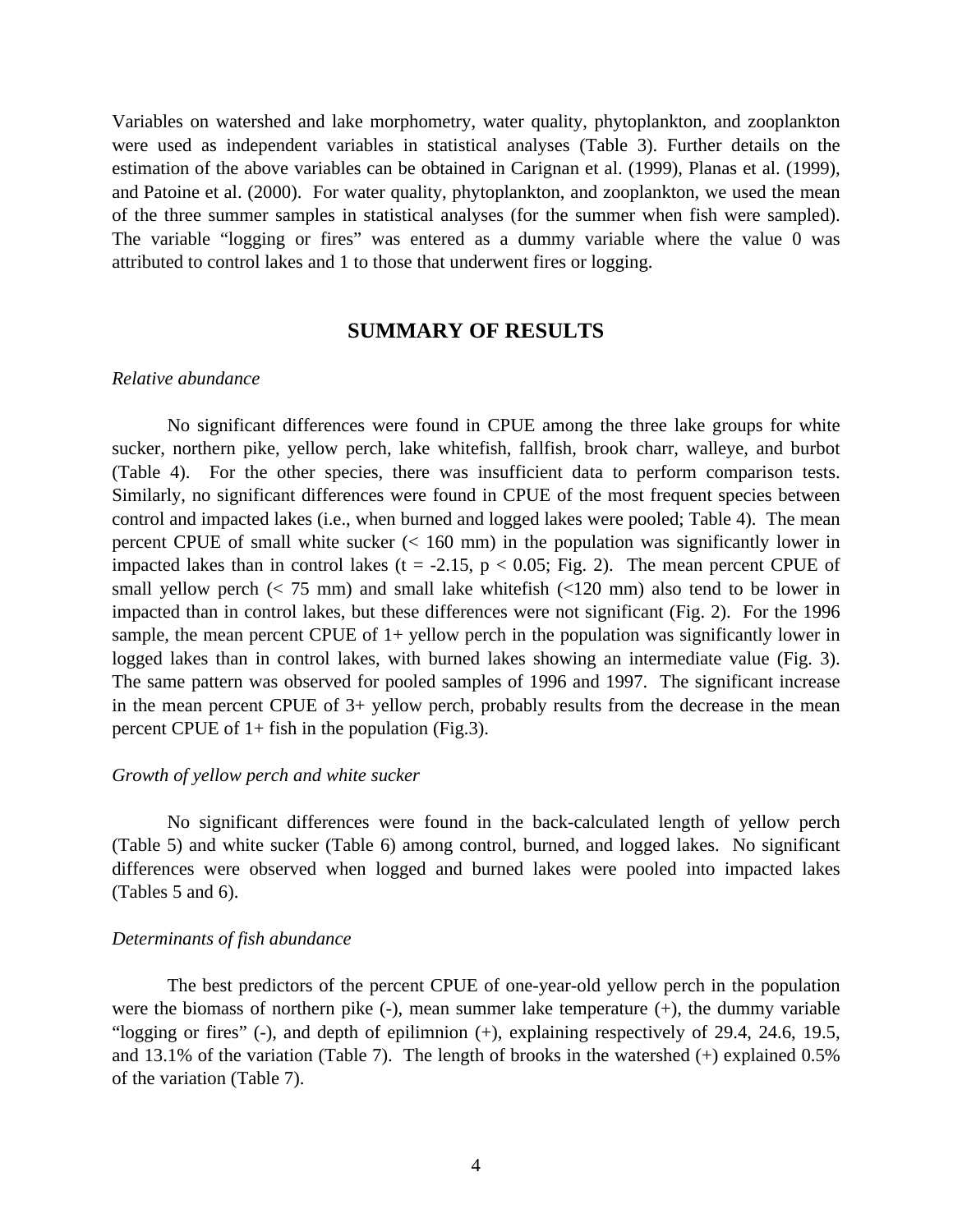Variables on watershed and lake morphometry, water quality, phytoplankton, and zooplankton were used as independent variables in statistical analyses (Table 3). Further details on the estimation of the above variables can be obtained in Carignan et al. (1999), Planas et al. (1999), and Patoine et al. (2000). For water quality, phytoplankton, and zooplankton, we used the mean of the three summer samples in statistical analyses (for the summer when fish were sampled). The variable "logging or fires" was entered as a dummy variable where the value 0 was attributed to control lakes and 1 to those that underwent fires or logging.

## SUMMARY OF RESULTS

*Relative abundance*

No significant differences were found in CPUE among the three lake groups for white sucker, northern pike, yellow perch, lake whitefish, fallfish, brook charr, walleye, and burbot (Table 4). For the other species, there was insufficient data to perform comparison tests. Similarly, no significant differences were found in CPUE of the most frequent species between control and impacted lakes (i.e., when burned and logged lakes were pooled; Table 4). The mean percent CPUE of small white sucker (< 160 mm) in the population was significantly lower in impacted lakes than in control lakes ($t = -2.15$, $p < 0.05$; Fig. 2). The mean percent CPUE of small yellow perch (< 75 mm) and small lake whitefish (<120 mm) also tend to be lower in impacted than in control lakes, but these differences were not significant (Fig. 2). For the 1996 sample, the mean percent CPUE of 1+ yellow perch in the population was significantly lower in logged lakes than in control lakes, with burned lakes showing an intermediate value (Fig. 3). The same pattern was observed for pooled samples of 1996 and 1997. The significant increase in the mean percent CPUE of 3+ yellow perch, probably results from the decrease in the mean percent CPUE of 1+ fish in the population (Fig.3).

*Growth of yellow perch and white sucker*

No significant differences were found in the back-calculated length of yellow perch (Table 5) and white sucker (Table 6) among control, burned, and logged lakes. No significant differences were observed when logged and burned lakes were pooled into impacted lakes (Tables 5 and 6).

*Determinants of fish abundance*

The best predictors of the percent CPUE of one-year-old yellow perch in the population were the biomass of northern pike (-), mean summer lake temperature (+), the dummy variable "logging or fires" (-), and depth of epilimnion (+), explaining respectively of 29.4, 24.6, 19.5, and 13.1% of the variation (Table 7). The length of brooks in the watershed (+) explained 0.5% of the variation (Table 7).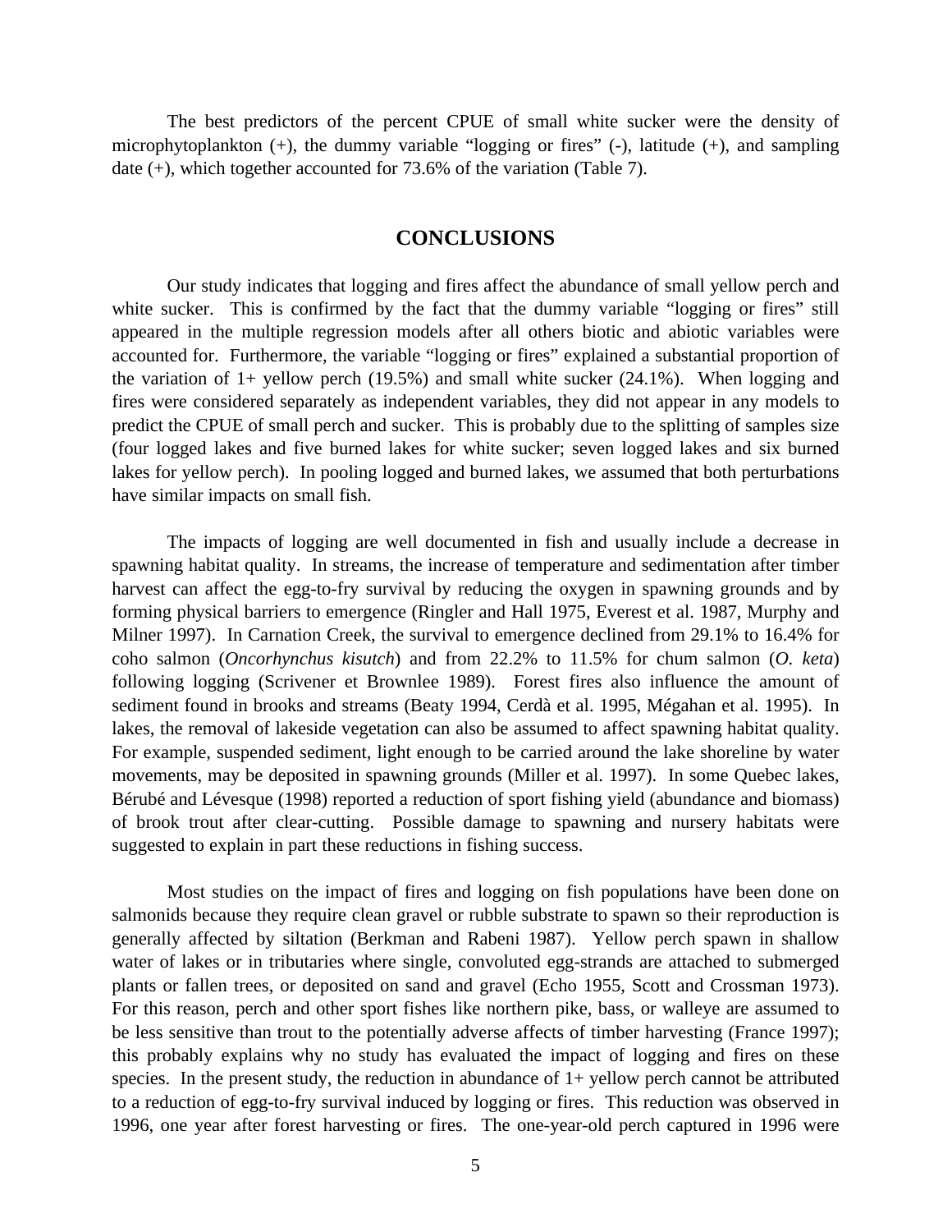The best predictors of the percent CPUE of small white sucker were the density of microphytoplankton (+), the dummy variable "logging or fires" (-), latitude (+), and sampling date (+), which together accounted for 73.6% of the variation (Table 7).

## CONCLUSIONS

Our study indicates that logging and fires affect the abundance of small yellow perch and white sucker. This is confirmed by the fact that the dummy variable "logging or fires" still appeared in the multiple regression models after all others biotic and abiotic variables were accounted for. Furthermore, the variable "logging or fires" explained a substantial proportion of the variation of 1+ yellow perch (19.5%) and small white sucker (24.1%). When logging and fires were considered separately as independent variables, they did not appear in any models to predict the CPUE of small perch and sucker. This is probably due to the splitting of samples size (four logged lakes and five burned lakes for white sucker; seven logged lakes and six burned lakes for yellow perch). In pooling logged and burned lakes, we assumed that both perturbations have similar impacts on small fish.

The impacts of logging are well documented in fish and usually include a decrease in spawning habitat quality. In streams, the increase of temperature and sedimentation after timber harvest can affect the egg-to-fry survival by reducing the oxygen in spawning grounds and by forming physical barriers to emergence (Ringler and Hall 1975, Everest et al. 1987, Murphy and Milner 1997). In Carnation Creek, the survival to emergence declined from 29.1% to 16.4% for coho salmon (*Oncorhynchus kisutch*) and from 22.2% to 11.5% for chum salmon (*O. keta*) following logging (Scrivener et Brownlee 1989). Forest fires also influence the amount of sediment found in brooks and streams (Beaty 1994, Cerdà et al. 1995, Mégahan et al. 1995). In lakes, the removal of lakeside vegetation can also be assumed to affect spawning habitat quality. For example, suspended sediment, light enough to be carried around the lake shoreline by water movements, may be deposited in spawning grounds (Miller et al. 1997). In some Quebec lakes, Bérubé and Lévesque (1998) reported a reduction of sport fishing yield (abundance and biomass) of brook trout after clear-cutting. Possible damage to spawning and nursery habitats were suggested to explain in part these reductions in fishing success.

Most studies on the impact of fires and logging on fish populations have been done on salmonids because they require clean gravel or rubble substrate to spawn so their reproduction is generally affected by siltation (Berkman and Rabeni 1987). Yellow perch spawn in shallow water of lakes or in tributaries where single, convoluted egg-strands are attached to submerged plants or fallen trees, or deposited on sand and gravel (Echo 1955, Scott and Crossman 1973). For this reason, perch and other sport fishes like northern pike, bass, or walleye are assumed to be less sensitive than trout to the potentially adverse affects of timber harvesting (France 1997); this probably explains why no study has evaluated the impact of logging and fires on these species. In the present study, the reduction in abundance of 1+ yellow perch cannot be attributed to a reduction of egg-to-fry survival induced by logging or fires. This reduction was observed in 1996, one year after forest harvesting or fires. The one-year-old perch captured in 1996 were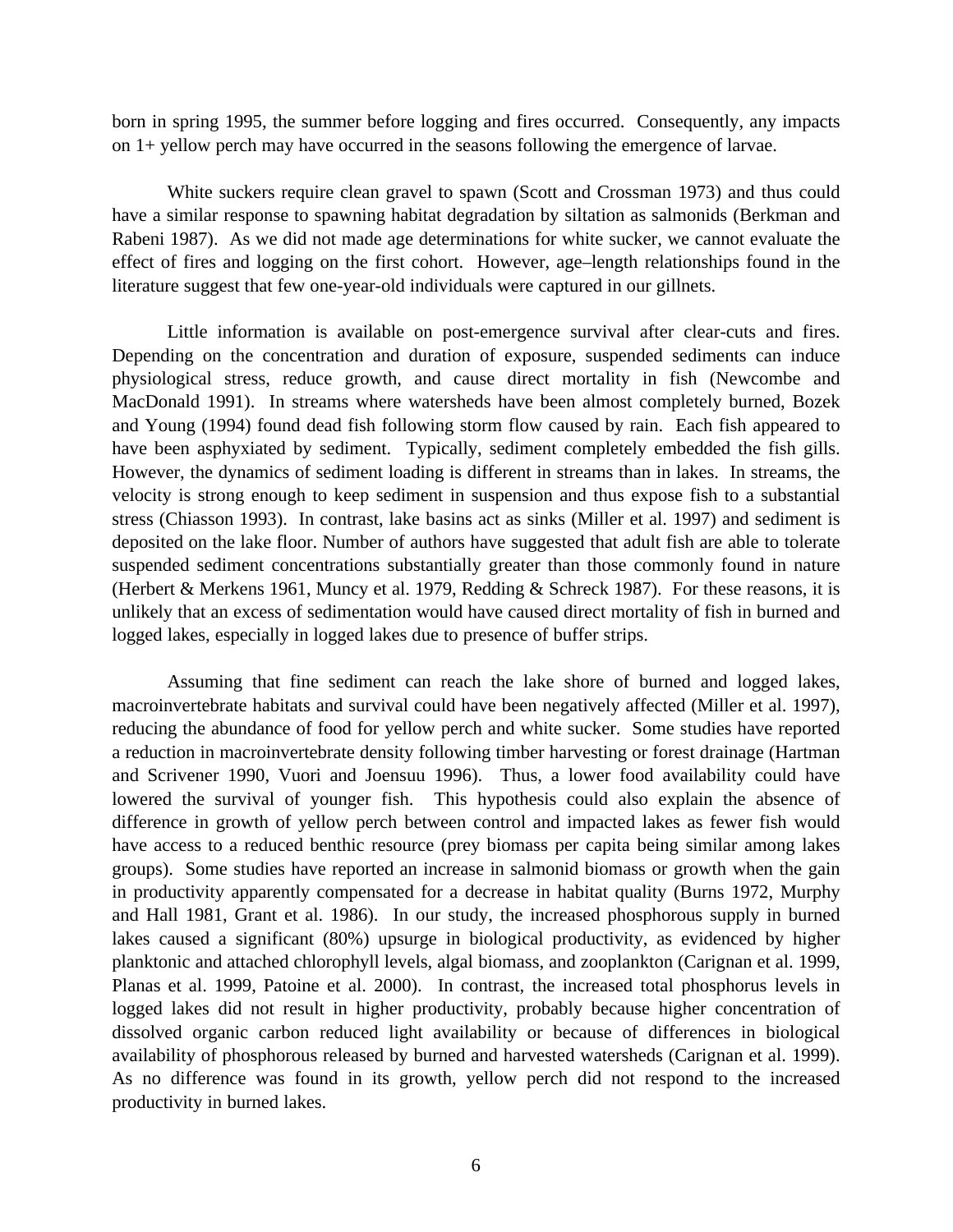born in spring 1995, the summer before logging and fires occurred. Consequently, any impacts on 1+ yellow perch may have occurred in the seasons following the emergence of larvae.

White suckers require clean gravel to spawn (Scott and Crossman 1973) and thus could have a similar response to spawning habitat degradation by siltation as salmonids (Berkman and Rabeni 1987). As we did not made age determinations for white sucker, we cannot evaluate the effect of fires and logging on the first cohort. However, age–length relationships found in the literature suggest that few one-year-old individuals were captured in our gillnets.

Little information is available on post-emergence survival after clear-cuts and fires. Depending on the concentration and duration of exposure, suspended sediments can induce physiological stress, reduce growth, and cause direct mortality in fish (Newcombe and MacDonald 1991). In streams where watersheds have been almost completely burned, Bozek and Young (1994) found dead fish following storm flow caused by rain. Each fish appeared to have been asphyxiated by sediment. Typically, sediment completely embedded the fish gills. However, the dynamics of sediment loading is different in streams than in lakes. In streams, the velocity is strong enough to keep sediment in suspension and thus expose fish to a substantial stress (Chiasson 1993). In contrast, lake basins act as sinks (Miller et al. 1997) and sediment is deposited on the lake floor. Number of authors have suggested that adult fish are able to tolerate suspended sediment concentrations substantially greater than those commonly found in nature (Herbert & Merkens 1961, Muncy et al. 1979, Redding & Schreck 1987). For these reasons, it is unlikely that an excess of sedimentation would have caused direct mortality of fish in burned and logged lakes, especially in logged lakes due to presence of buffer strips.

Assuming that fine sediment can reach the lake shore of burned and logged lakes, macroinvertebrate habitats and survival could have been negatively affected (Miller et al. 1997), reducing the abundance of food for yellow perch and white sucker. Some studies have reported a reduction in macroinvertebrate density following timber harvesting or forest drainage (Hartman and Scrivener 1990, Vuori and Joensuu 1996). Thus, a lower food availability could have lowered the survival of younger fish. This hypothesis could also explain the absence of difference in growth of yellow perch between control and impacted lakes as fewer fish would have access to a reduced benthic resource (prey biomass per capita being similar among lakes groups). Some studies have reported an increase in salmonid biomass or growth when the gain in productivity apparently compensated for a decrease in habitat quality (Burns 1972, Murphy and Hall 1981, Grant et al. 1986). In our study, the increased phosphorous supply in burned lakes caused a significant (80%) upsurge in biological productivity, as evidenced by higher planktonic and attached chlorophyll levels, algal biomass, and zooplankton (Carignan et al. 1999, Planas et al. 1999, Patoine et al. 2000). In contrast, the increased total phosphorus levels in logged lakes did not result in higher productivity, probably because higher concentration of dissolved organic carbon reduced light availability or because of differences in biological availability of phosphorous released by burned and harvested watersheds (Carignan et al. 1999). As no difference was found in its growth, yellow perch did not respond to the increased productivity in burned lakes.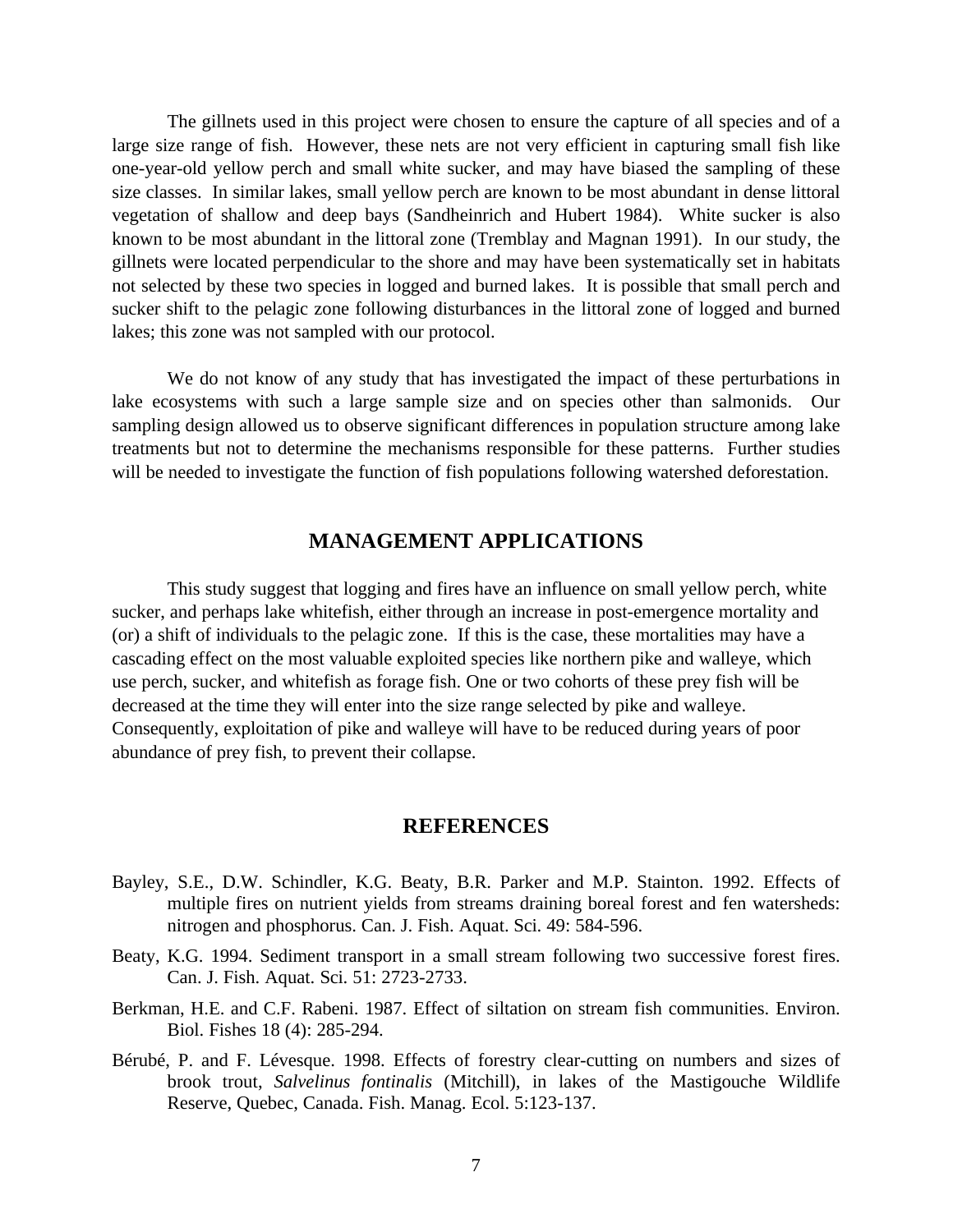The gillnets used in this project were chosen to ensure the capture of all species and of a large size range of fish. However, these nets are not very efficient in capturing small fish like one-year-old yellow perch and small white sucker, and may have biased the sampling of these size classes. In similar lakes, small yellow perch are known to be most abundant in dense littoral vegetation of shallow and deep bays (Sandheinrich and Hubert 1984). White sucker is also known to be most abundant in the littoral zone (Tremblay and Magnan 1991). In our study, the gillnets were located perpendicular to the shore and may have been systematically set in habitats not selected by these two species in logged and burned lakes. It is possible that small perch and sucker shift to the pelagic zone following disturbances in the littoral zone of logged and burned lakes; this zone was not sampled with our protocol.

We do not know of any study that has investigated the impact of these perturbations in lake ecosystems with such a large sample size and on species other than salmonids. Our sampling design allowed us to observe significant differences in population structure among lake treatments but not to determine the mechanisms responsible for these patterns. Further studies will be needed to investigate the function of fish populations following watershed deforestation.

## MANAGEMENT APPLICATIONS

This study suggest that logging and fires have an influence on small yellow perch, white sucker, and perhaps lake whitefish, either through an increase in post-emergence mortality and (or) a shift of individuals to the pelagic zone. If this is the case, these mortalities may have a cascading effect on the most valuable exploited species like northern pike and walleye, which use perch, sucker, and whitefish as forage fish. One or two cohorts of these prey fish will be decreased at the time they will enter into the size range selected by pike and walleye. Consequently, exploitation of pike and walleye will have to be reduced during years of poor abundance of prey fish, to prevent their collapse.

## REFERENCES

Bayley, S.E., D.W. Schindler, K.G. Beaty, B.R. Parker and M.P. Stainton. 1992. Effects of multiple fires on nutrient yields from streams draining boreal forest and fen watersheds: nitrogen and phosphorus. Can. J. Fish. Aquat. Sci. 49: 584-596.

Beaty, K.G. 1994. Sediment transport in a small stream following two successive forest fires. Can. J. Fish. Aquat. Sci. 51: 2723-2733.

Berkman, H.E. and C.F. Rabeni. 1987. Effect of siltation on stream fish communities. Environ. Biol. Fishes 18 (4): 285-294.

Bérubé, P. and F. Lévesque. 1998. Effects of forestry clear-cutting on numbers and sizes of brook trout, *Salvelinus fontinalis* (Mitchill), in lakes of the Mastigouche Wildlife Reserve, Quebec, Canada. Fish. Manag. Ecol. 5:123-137.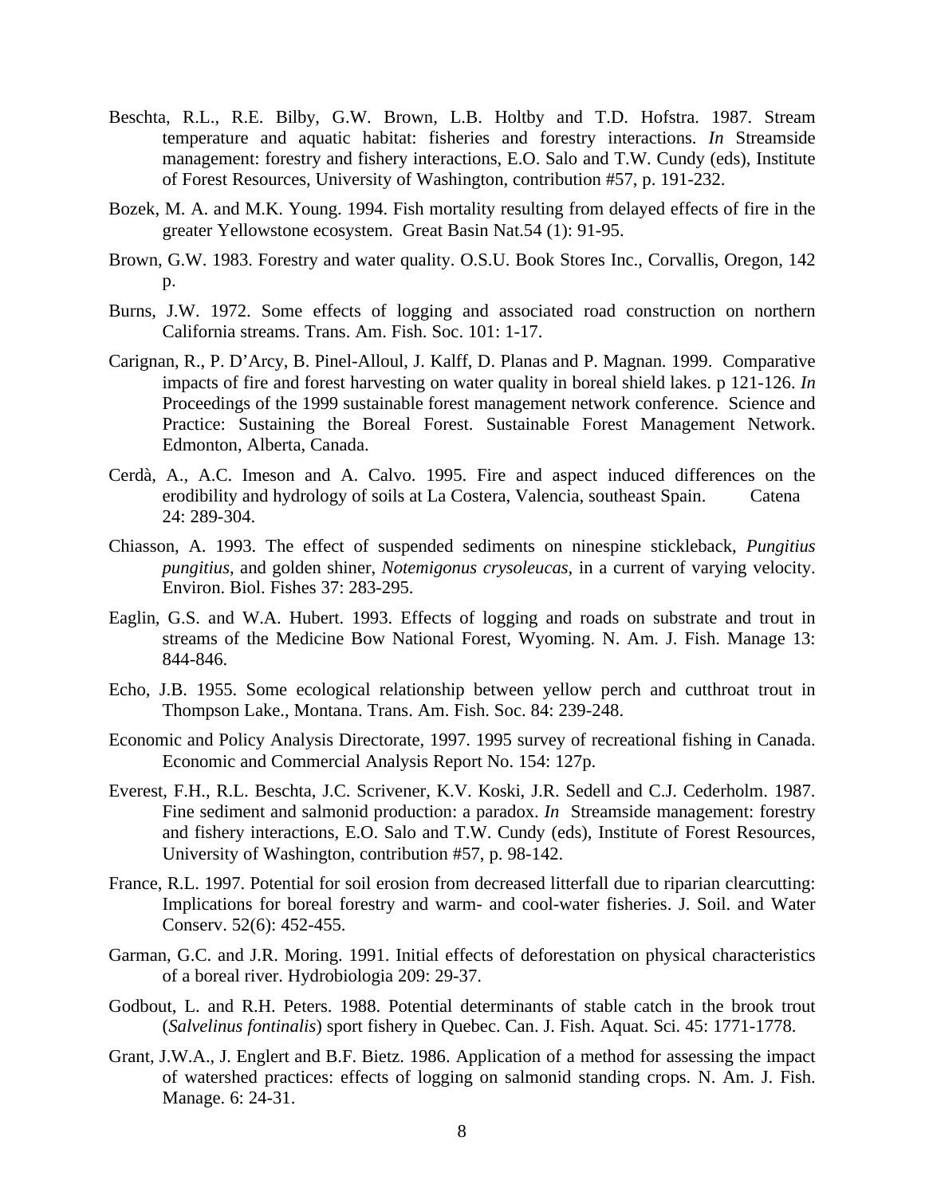Beschta, R.L., R.E. Bilby, G.W. Brown, L.B. Holtby and T.D. Hofstra. 1987. Stream temperature and aquatic habitat: fisheries and forestry interactions. *In* Streamside management: forestry and fishery interactions, E.O. Salo and T.W. Cundy (eds), Institute of Forest Resources, University of Washington, contribution #57, p. 191-232.

Bozek, M. A. and M.K. Young. 1994. Fish mortality resulting from delayed effects of fire in the greater Yellowstone ecosystem. Great Basin Nat.54 (1): 91-95.

Brown, G.W. 1983. Forestry and water quality. O.S.U. Book Stores Inc., Corvallis, Oregon, 142 p.

Burns, J.W. 1972. Some effects of logging and associated road construction on northern California streams. Trans. Am. Fish. Soc. 101: 1-17.

Carignan, R., P. D'Arcy, B. Pinel-Alloul, J. Kalff, D. Planas and P. Magnan. 1999. Comparative impacts of fire and forest harvesting on water quality in boreal shield lakes. p 121-126. *In* Proceedings of the 1999 sustainable forest management network conference. Science and Practice: Sustaining the Boreal Forest. Sustainable Forest Management Network. Edmonton, Alberta, Canada.

Cerdà, A., A.C. Imeson and A. Calvo. 1995. Fire and aspect induced differences on the erodibility and hydrology of soils at La Costera, Valencia, southeast Spain. Catena 24: 289-304.

Chiasson, A. 1993. The effect of suspended sediments on ninespine stickleback, *Pungitius pungitius*, and golden shiner, *Notemigonus crysoleucas*, in a current of varying velocity. Environ. Biol. Fishes 37: 283-295.

Eaglin, G.S. and W.A. Hubert. 1993. Effects of logging and roads on substrate and trout in streams of the Medicine Bow National Forest, Wyoming. N. Am. J. Fish. Manage 13: 844-846.

Echo, J.B. 1955. Some ecological relationship between yellow perch and cutthroat trout in Thompson Lake., Montana. Trans. Am. Fish. Soc. 84: 239-248.

Economic and Policy Analysis Directorate, 1997. 1995 survey of recreational fishing in Canada. Economic and Commercial Analysis Report No. 154: 127p.

Everest, F.H., R.L. Beschta, J.C. Scrivener, K.V. Koski, J.R. Sedell and C.J. Cederholm. 1987. Fine sediment and salmonid production: a paradox. *In* Streamside management: forestry and fishery interactions, E.O. Salo and T.W. Cundy (eds), Institute of Forest Resources, University of Washington, contribution #57, p. 98-142.

France, R.L. 1997. Potential for soil erosion from decreased litterfall due to riparian clearcutting: Implications for boreal forestry and warm- and cool-water fisheries. J. Soil. and Water Conserv. 52(6): 452-455.

Garman, G.C. and J.R. Moring. 1991. Initial effects of deforestation on physical characteristics of a boreal river. Hydrobiologia 209: 29-37.

Godbout, L. and R.H. Peters. 1988. Potential determinants of stable catch in the brook trout (*Salvelinus fontinalis*) sport fishery in Quebec. Can. J. Fish. Aquat. Sci. 45: 1771-1778.

Grant, J.W.A., J. Englert and B.F. Bietz. 1986. Application of a method for assessing the impact of watershed practices: effects of logging on salmonid standing crops. N. Am. J. Fish. Manage. 6: 24-31.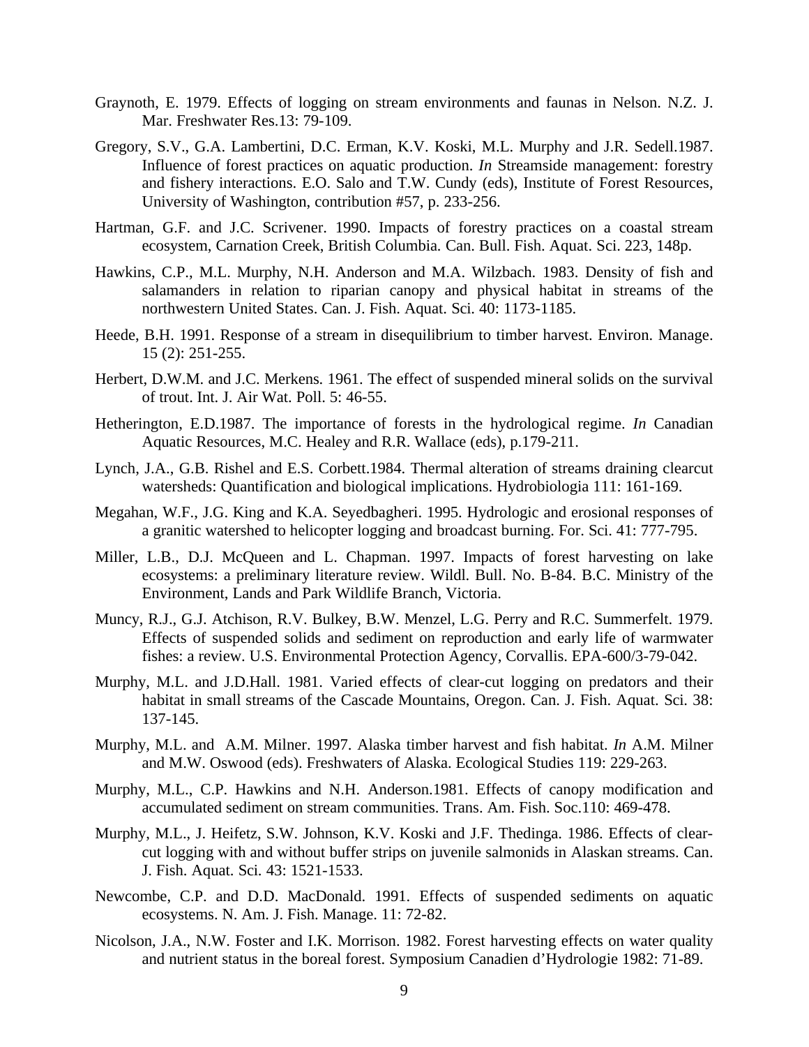Graynoth, E. 1979. Effects of logging on stream environments and faunas in Nelson. N.Z. J. Mar. Freshwater Res.13: 79-109.

Gregory, S.V., G.A. Lambertini, D.C. Erman, K.V. Koski, M.L. Murphy and J.R. Sedell.1987. Influence of forest practices on aquatic production. *In* Streamside management: forestry and fishery interactions. E.O. Salo and T.W. Cundy (eds), Institute of Forest Resources, University of Washington, contribution #57, p. 233-256.

Hartman, G.F. and J.C. Scrivener. 1990. Impacts of forestry practices on a coastal stream ecosystem, Carnation Creek, British Columbia. Can. Bull. Fish. Aquat. Sci. 223, 148p.

Hawkins, C.P., M.L. Murphy, N.H. Anderson and M.A. Wilzbach. 1983. Density of fish and salamanders in relation to riparian canopy and physical habitat in streams of the northwestern United States. Can. J. Fish. Aquat. Sci. 40: 1173-1185.

Heede, B.H. 1991. Response of a stream in disequilibrium to timber harvest. Environ. Manage. 15 (2): 251-255.

Herbert, D.W.M. and J.C. Merkens. 1961. The effect of suspended mineral solids on the survival of trout. Int. J. Air Wat. Poll. 5: 46-55.

Hetherington, E.D.1987. The importance of forests in the hydrological regime. *In* Canadian Aquatic Resources, M.C. Healey and R.R. Wallace (eds), p.179-211.

Lynch, J.A., G.B. Rishel and E.S. Corbett.1984. Thermal alteration of streams draining clearcut watersheds: Quantification and biological implications. Hydrobiologia 111: 161-169.

Megahan, W.F., J.G. King and K.A. Seyedbagheri. 1995. Hydrologic and erosional responses of a granitic watershed to helicopter logging and broadcast burning. For. Sci. 41: 777-795.

Miller, L.B., D.J. McQueen and L. Chapman. 1997. Impacts of forest harvesting on lake ecosystems: a preliminary literature review. Wildl. Bull. No. B-84. B.C. Ministry of the Environment, Lands and Park Wildlife Branch, Victoria.

Muncy, R.J., G.J. Atchison, R.V. Bulkey, B.W. Menzel, L.G. Perry and R.C. Summerfelt. 1979. Effects of suspended solids and sediment on reproduction and early life of warmwater fishes: a review. U.S. Environmental Protection Agency, Corvallis. EPA-600/3-79-042.

Murphy, M.L. and J.D.Hall. 1981. Varied effects of clear-cut logging on predators and their habitat in small streams of the Cascade Mountains, Oregon. Can. J. Fish. Aquat. Sci. 38: 137-145.

Murphy, M.L. and A.M. Milner. 1997. Alaska timber harvest and fish habitat. *In* A.M. Milner and M.W. Oswood (eds). Freshwaters of Alaska. Ecological Studies 119: 229-263.

Murphy, M.L., C.P. Hawkins and N.H. Anderson.1981. Effects of canopy modification and accumulated sediment on stream communities. Trans. Am. Fish. Soc.110: 469-478.

Murphy, M.L., J. Heifetz, S.W. Johnson, K.V. Koski and J.F. Thedinga. 1986. Effects of clear-cut logging with and without buffer strips on juvenile salmonids in Alaskan streams. Can. J. Fish. Aquat. Sci. 43: 1521-1533.

Newcombe, C.P. and D.D. MacDonald. 1991. Effects of suspended sediments on aquatic ecosystems. N. Am. J. Fish. Manage. 11: 72-82.

Nicolson, J.A., N.W. Foster and I.K. Morrison. 1982. Forest harvesting effects on water quality and nutrient status in the boreal forest. Symposium Canadien d'Hydrologie 1982: 71-89.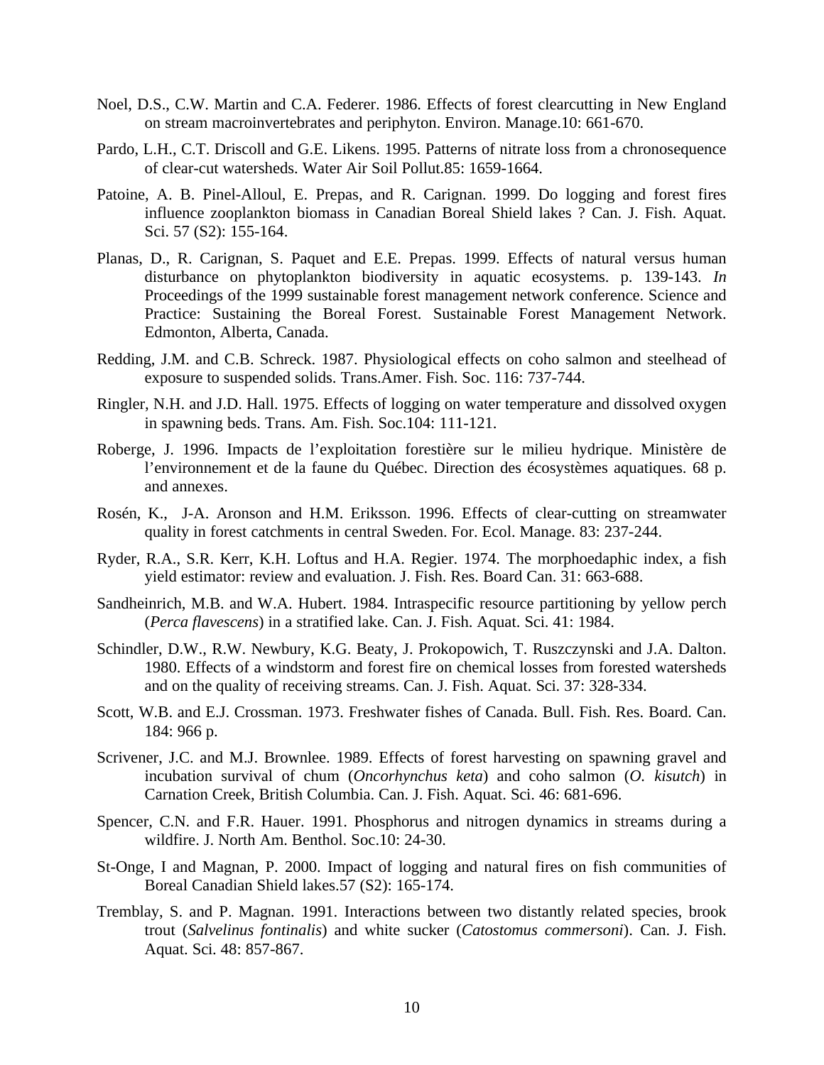Noel, D.S., C.W. Martin and C.A. Federer. 1986. Effects of forest clearcutting in New England on stream macroinvertebrates and periphyton. Environ. Manage.10: 661-670.

Pardo, L.H., C.T. Driscoll and G.E. Likens. 1995. Patterns of nitrate loss from a chronosequence of clear-cut watersheds. Water Air Soil Pollut.85: 1659-1664.

Patoine, A. B. Pinel-Alloul, E. Prepas, and R. Carignan. 1999. Do logging and forest fires influence zooplankton biomass in Canadian Boreal Shield lakes ? Can. J. Fish. Aquat. Sci. 57 (S2): 155-164.

Planas, D., R. Carignan, S. Paquet and E.E. Prepas. 1999. Effects of natural versus human disturbance on phytoplankton biodiversity in aquatic ecosystems. p. 139-143. *In* Proceedings of the 1999 sustainable forest management network conference. Science and Practice: Sustaining the Boreal Forest. Sustainable Forest Management Network. Edmonton, Alberta, Canada.

Redding, J.M. and C.B. Schreck. 1987. Physiological effects on coho salmon and steelhead of exposure to suspended solids. Trans.Amer. Fish. Soc. 116: 737-744.

Ringler, N.H. and J.D. Hall. 1975. Effects of logging on water temperature and dissolved oxygen in spawning beds. Trans. Am. Fish. Soc.104: 111-121.

Roberge, J. 1996. Impacts de l'exploitation forestière sur le milieu hydrique. Ministère de l'environnement et de la faune du Québec. Direction des écosystèmes aquatiques. 68 p. and annexes.

Rosén, K., J-A. Aronson and H.M. Eriksson. 1996. Effects of clear-cutting on streamwater quality in forest catchments in central Sweden. For. Ecol. Manage. 83: 237-244.

Ryder, R.A., S.R. Kerr, K.H. Loftus and H.A. Regier. 1974. The morphoedaphic index, a fish yield estimator: review and evaluation. J. Fish. Res. Board Can. 31: 663-688.

Sandheinrich, M.B. and W.A. Hubert. 1984. Intraspecific resource partitioning by yellow perch (*Perca flavescens*) in a stratified lake. Can. J. Fish. Aquat. Sci. 41: 1984.

Schindler, D.W., R.W. Newbury, K.G. Beaty, J. Prokopowich, T. Ruszczynski and J.A. Dalton. 1980. Effects of a windstorm and forest fire on chemical losses from forested watersheds and on the quality of receiving streams. Can. J. Fish. Aquat. Sci. 37: 328-334.

Scott, W.B. and E.J. Crossman. 1973. Freshwater fishes of Canada. Bull. Fish. Res. Board. Can. 184: 966 p.

Scrivener, J.C. and M.J. Brownlee. 1989. Effects of forest harvesting on spawning gravel and incubation survival of chum (*Oncorhynchus keta*) and coho salmon (*O. kisutch*) in Carnation Creek, British Columbia. Can. J. Fish. Aquat. Sci. 46: 681-696.

Spencer, C.N. and F.R. Hauer. 1991. Phosphorus and nitrogen dynamics in streams during a wildfire. J. North Am. Benthol. Soc.10: 24-30.

St-Onge, I and Magnan, P. 2000. Impact of logging and natural fires on fish communities of Boreal Canadian Shield lakes.57 (S2): 165-174.

Tremblay, S. and P. Magnan. 1991. Interactions between two distantly related species, brook trout (*Salvelinus fontinalis*) and white sucker (*Catostomus commersoni*). Can. J. Fish. Aquat. Sci. 48: 857-867.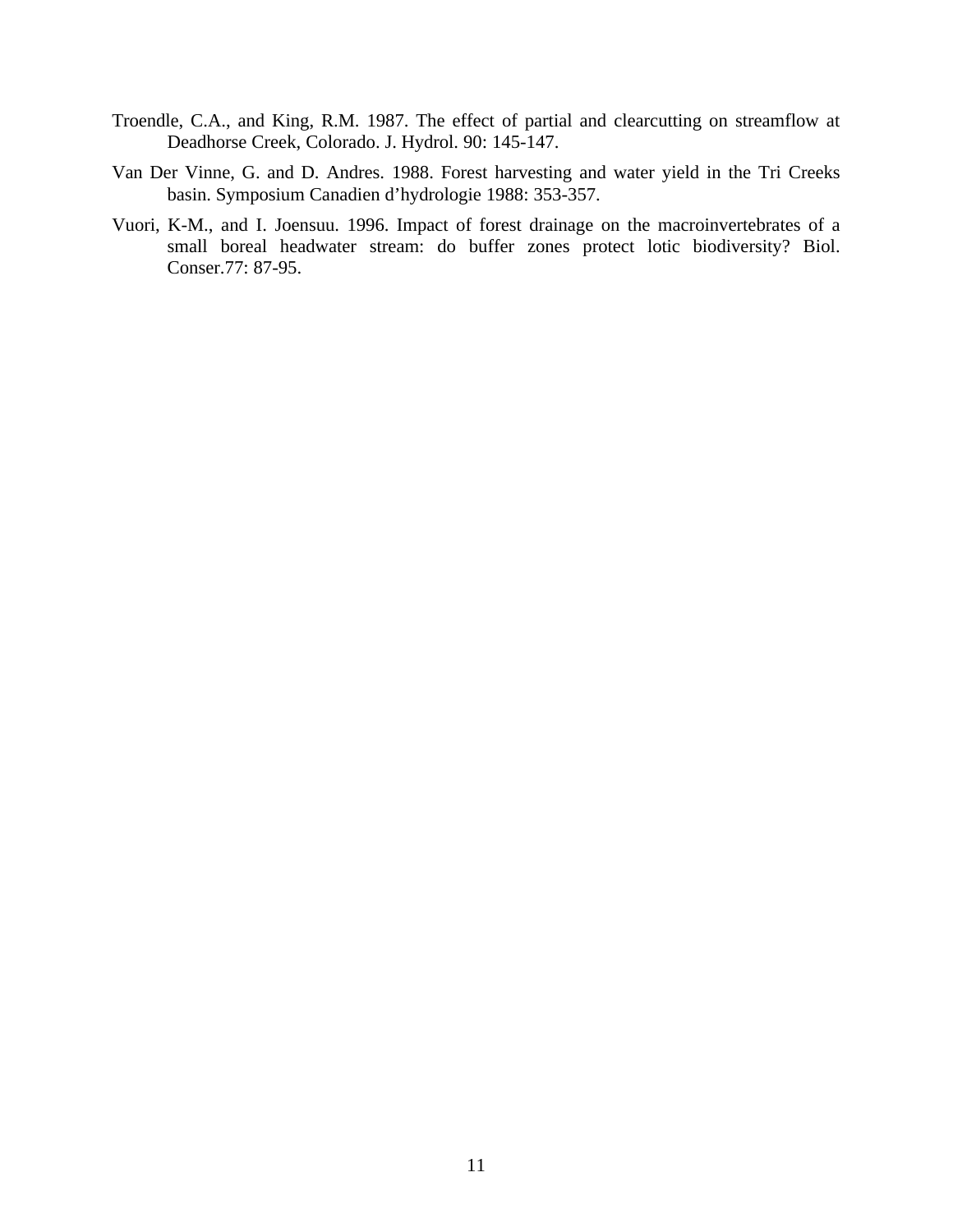Troendle, C.A., and King, R.M. 1987. The effect of partial and clearcutting on streamflow at Deadhorse Creek, Colorado. J. Hydrol. 90: 145-147.

Van Der Vinne, G. and D. Andres. 1988. Forest harvesting and water yield in the Tri Creeks basin. Symposium Canadien d'hydrologie 1988: 353-357.

Vuori, K-M., and I. Joensuu. 1996. Impact of forest drainage on the macroinvertebrates of a small boreal headwater stream: do buffer zones protect lotic biodiversity? Biol. Conser.77: 87-95.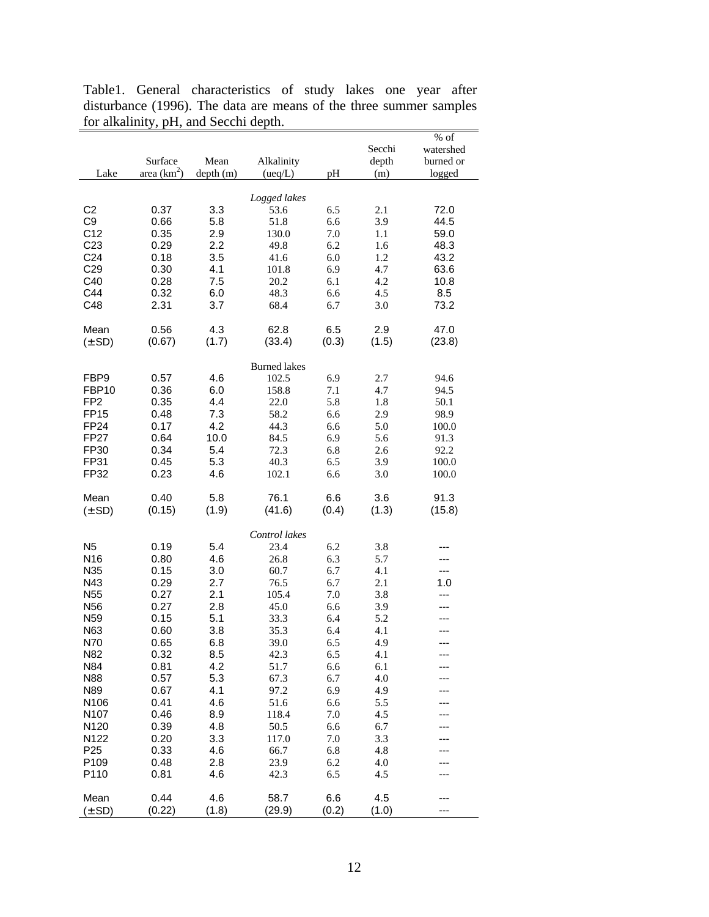Table1. General characteristics of study lakes one year after disturbance (1996). The data are means of the three summer samples for alkalinity, pH, and Secchi depth.

| Lake | Surface area ($km^2$) | Mean depth (m) | Alkalinity (ueq/L) | pH | Secchi depth (m) | % of watershed burned or logged |
|---|---|---|---|---|---|---|
| | | | *Logged lakes* | | | |
| C2 | 0.37 | 3.3 | 53.6 | 6.5 | 2.1 | 72.0 |
| C9 | 0.66 | 5.8 | 51.8 | 6.6 | 3.9 | 44.5 |
| C12 | 0.35 | 2.9 | 130.0 | 7.0 | 1.1 | 59.0 |
| C23 | 0.29 | 2.2 | 49.8 | 6.2 | 1.6 | 48.3 |
| C24 | 0.18 | 3.5 | 41.6 | 6.0 | 1.2 | 43.2 |
| C29 | 0.30 | 4.1 | 101.8 | 6.9 | 4.7 | 63.6 |
| C40 | 0.28 | 7.5 | 20.2 | 6.1 | 4.2 | 10.8 |
| C44 | 0.32 | 6.0 | 48.3 | 6.6 | 4.5 | 8.5 |
| C48 | 2.31 | 3.7 | 68.4 | 6.7 | 3.0 | 73.2 |
| Mean | 0.56 | 4.3 | 62.8 | 6.5 | 2.9 | 47.0 |
| (±SD) | (0.67) | (1.7) | (33.4) | (0.3) | (1.5) | (23.8) |
| | | | *Burned lakes* | | | |
| FBP9 | 0.57 | 4.6 | 102.5 | 6.9 | 2.7 | 94.6 |
| FBP10 | 0.36 | 6.0 | 158.8 | 7.1 | 4.7 | 94.5 |
| FP2 | 0.35 | 4.4 | 22.0 | 5.8 | 1.8 | 50.1 |
| FP15 | 0.48 | 7.3 | 58.2 | 6.6 | 2.9 | 98.9 |
| FP24 | 0.17 | 4.2 | 44.3 | 6.6 | 5.0 | 100.0 |
| FP27 | 0.64 | 10.0 | 84.5 | 6.9 | 5.6 | 91.3 |
| FP30 | 0.34 | 5.4 | 72.3 | 6.8 | 2.6 | 92.2 |
| FP31 | 0.45 | 5.3 | 40.3 | 6.5 | 3.9 | 100.0 |
| FP32 | 0.23 | 4.6 | 102.1 | 6.6 | 3.0 | 100.0 |
| Mean | 0.40 | 5.8 | 76.1 | 6.6 | 3.6 | 91.3 |
| (±SD) | (0.15) | (1.9) | (41.6) | (0.4) | (1.3) | (15.8) |
| | | | *Control lakes* | | | |
| N5 | 0.19 | 5.4 | 23.4 | 6.2 | 3.8 | --- |
| N16 | 0.80 | 4.6 | 26.8 | 6.3 | 5.7 | --- |
| N35 | 0.15 | 3.0 | 60.7 | 6.7 | 4.1 | --- |
| N43 | 0.29 | 2.7 | 76.5 | 6.7 | 2.1 | 1.0 |
| N55 | 0.27 | 2.1 | 105.4 | 7.0 | 3.8 | --- |
| N56 | 0.27 | 2.8 | 45.0 | 6.6 | 3.9 | --- |
| N59 | 0.15 | 5.1 | 33.3 | 6.4 | 5.2 | --- |
| N63 | 0.60 | 3.8 | 35.3 | 6.4 | 4.1 | --- |
| N70 | 0.65 | 6.8 | 39.0 | 6.5 | 4.9 | --- |
| N82 | 0.32 | 8.5 | 42.3 | 6.5 | 4.1 | --- |
| N84 | 0.81 | 4.2 | 51.7 | 6.6 | 6.1 | --- |
| N88 | 0.57 | 5.3 | 67.3 | 6.7 | 4.0 | --- |
| N89 | 0.67 | 4.1 | 97.2 | 6.9 | 4.9 | --- |
| N106 | 0.41 | 4.6 | 51.6 | 6.6 | 5.5 | --- |
| N107 | 0.46 | 8.9 | 118.4 | 7.0 | 4.5 | --- |
| N120 | 0.39 | 4.8 | 50.5 | 6.6 | 6.7 | --- |
| N122 | 0.20 | 3.3 | 117.0 | 7.0 | 3.3 | --- |
| P25 | 0.33 | 4.6 | 66.7 | 6.8 | 4.8 | --- |
| P109 | 0.48 | 2.8 | 23.9 | 6.2 | 4.0 | --- |
| P110 | 0.81 | 4.6 | 42.3 | 6.5 | 4.5 | --- |
| Mean | 0.44 | 4.6 | 58.7 | 6.6 | 4.5 | --- |
| (±SD) | (0.22) | (1.8) | (29.9) | (0.2) | (1.0) | --- |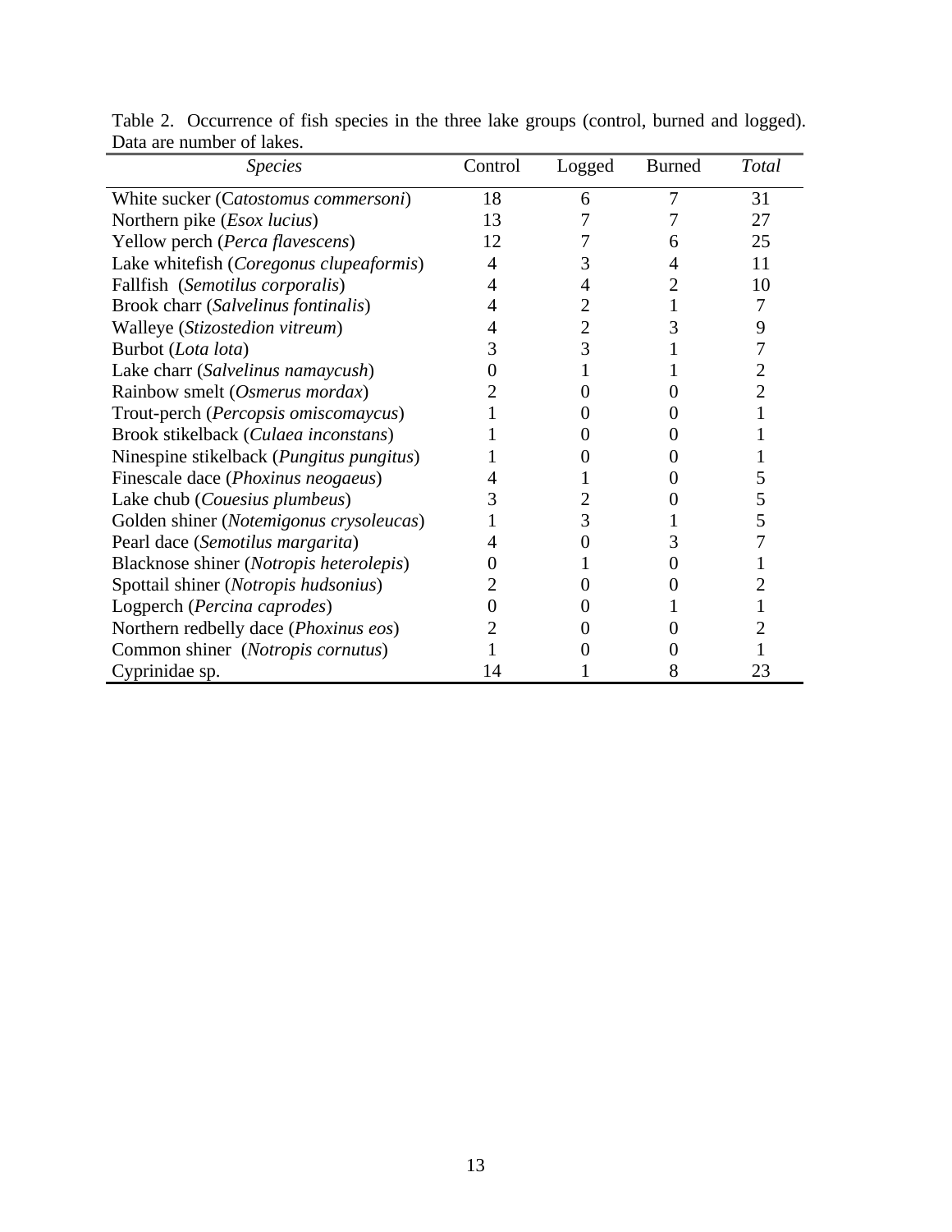Table 2. Occurrence of fish species in the three lake groups (control, burned and logged). Data are number of lakes.

| *Species* | Control | Logged | Burned | *Total* |
|---|---|---|---|---|
| White sucker (*Catostomus commersoni*) | 18 | 6 | 7 | 31 |
| Northern pike (*Esox lucius*) | 13 | 7 | 7 | 27 |
| Yellow perch (*Perca flavescens*) | 12 | 7 | 6 | 25 |
| Lake whitefish (*Coregonus clupeaformis*) | 4 | 3 | 4 | 11 |
| Fallfish (*Semotilus corporalis*) | 4 | 4 | 2 | 10 |
| Brook charr (*Salvelinus fontinalis*) | 4 | 2 | 1 | 7 |
| Walleye (*Stizostedion vitreum*) | 4 | 2 | 3 | 9 |
| Burbot (*Lota lota*) | 3 | 3 | 1 | 7 |
| Lake charr (*Salvelinus namaycush*) | 0 | 1 | 1 | 2 |
| Rainbow smelt (*Osmerus mordax*) | 2 | 0 | 0 | 2 |
| Trout-perch (*Percopsis omiscomaycus*) | 1 | 0 | 0 | 1 |
| Brook stikelback (*Culaea inconstans*) | 1 | 0 | 0 | 1 |
| Ninespine stikelback (*Pungitus pungitus*) | 1 | 0 | 0 | 1 |
| Finescale dace (*Phoxinus neogaeus*) | 4 | 1 | 0 | 5 |
| Lake chub (*Couesius plumbeus*) | 3 | 2 | 0 | 5 |
| Golden shiner (*Notemigonus crysoleucas*) | 1 | 3 | 1 | 5 |
| Pearl dace (*Semotilus margarita*) | 4 | 0 | 3 | 7 |
| Blacknose shiner (*Notropis heterolepis*) | 0 | 1 | 0 | 1 |
| Spottail shiner (*Notropis hudsonius*) | 2 | 0 | 0 | 2 |
| Logperch (*Percina caprodes*) | 0 | 0 | 1 | 1 |
| Northern redbelly dace (*Phoxinus eos*) | 2 | 0 | 0 | 2 |
| Common shiner (*Notropis cornutus*) | 1 | 0 | 0 | 1 |
| Cyprinidae sp. | 14 | 1 | 8 | 23 |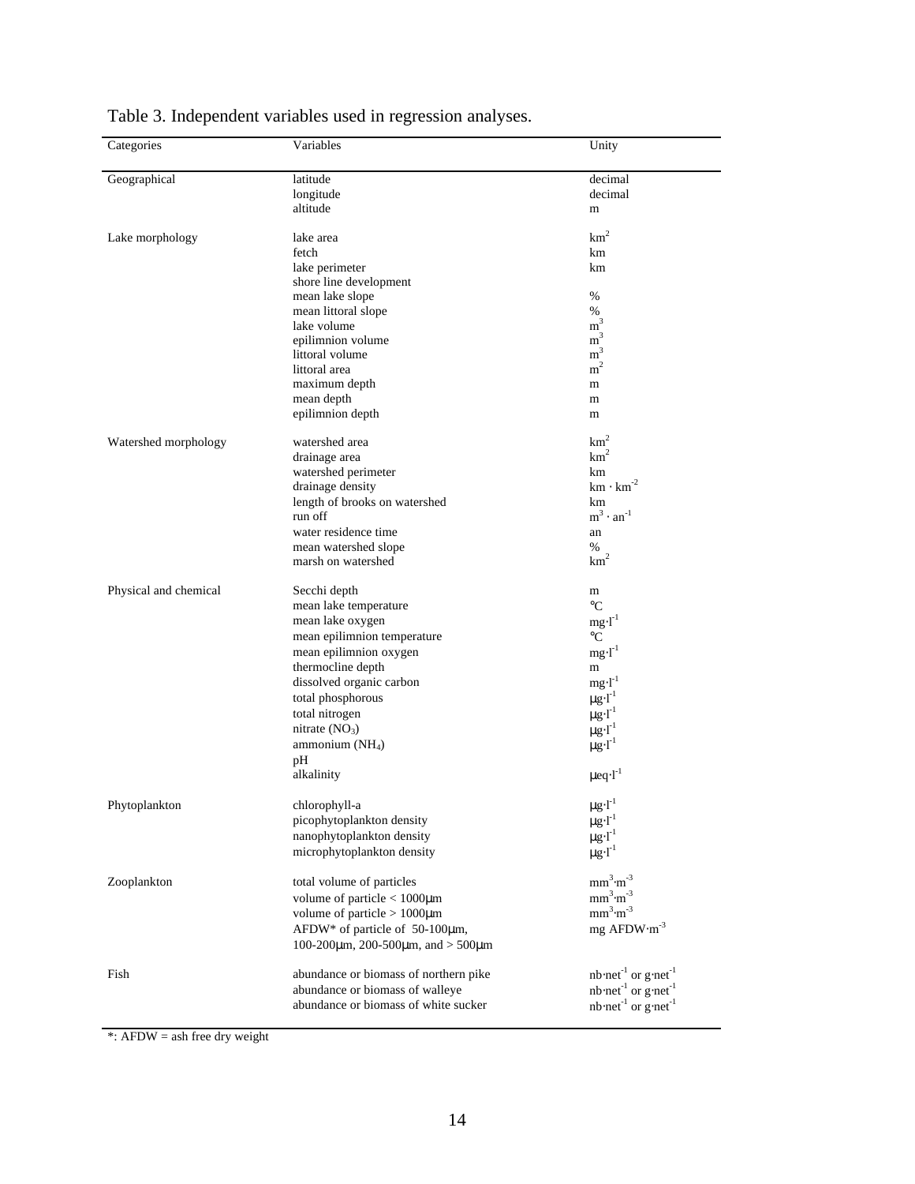Table 3. Independent variables used in regression analyses.

| Categories | Variables | Unity |
|---|---|---|
| Geographical | latitude | decimal |
| | longitude | decimal |
| | altitude | m |
| Lake morphology | lake area | $km^2$ |
| | fetch | km |
| | lake perimeter | km |
| | shore line development | |
| | mean lake slope | % |
| | mean littoral slope | % |
| | lake volume | $m^3$ |
| | epilimnion volume | $m^3$ |
| | littoral volume | $m^3$ |
| | littoral area | $m^2$ |
| | maximum depth | m |
| | mean depth | m |
| | epilimnion depth | m |
| Watershed morphology | watershed area | $km^2$ |
| | drainage area | $km^2$ |
| | watershed perimeter | km |
| | drainage density | $km \cdot km^{-2}$ |
| | length of brooks on watershed | km |
| | run off | $m^3 \cdot an^{-1}$ |
| | water residence time | an |
| | mean watershed slope | % |
| | marsh on watershed | $km^2$ |
| Physical and chemical | Secchi depth | m |
| | mean lake temperature | °C |
| | mean lake oxygen | $mg \cdot l^{-1}$ |
| | mean epilimnion temperature | °C |
| | mean epilimnion oxygen | $mg \cdot l^{-1}$ |
| | thermocline depth | m |
| | dissolved organic carbon | $mg \cdot l^{-1}$ |
| | total phosphorous | $\mu g \cdot l^{-1}$ |
| | total nitrogen | $\mu g \cdot l^{-1}$ |
| | nitrate ($NO_3$) | $\mu g \cdot l^{-1}$ |
| | ammonium ($NH_4$) | $\mu g \cdot l^{-1}$ |
| | pH | |
| | alkalinity | $\mu eq \cdot l^{-1}$ |
| Phytoplankton | chlorophyll-a | $\mu g \cdot l^{-1}$ |
| | picophytoplankton density | $\mu g \cdot l^{-1}$ |
| | nanophytoplankton density | $\mu g \cdot l^{-1}$ |
| | microphytoplankton density | $\mu g \cdot l^{-1}$ |
| Zooplankton | total volume of particles | $mm^3 \cdot m^{-3}$ |
| | volume of particle < 1000µm | $mm^3 \cdot m^{-3}$ |
| | volume of particle > 1000µm | $mm^3 \cdot m^{-3}$ |
| | AFDW* of particle of 50-100µm, 100-200µm, 200-500µm, and > 500µm | $mg\ AFDW \cdot m^{-3}$ |
| Fish | abundance or biomass of northern pike | $nb \cdot net^{-1}$ or $g \cdot net^{-1}$ |
| | abundance or biomass of walleye | $nb \cdot net^{-1}$ or $g \cdot net^{-1}$ |
| | abundance or biomass of white sucker | $nb \cdot net^{-1}$ or $g \cdot net^{-1}$ |

*: AFDW = ash free dry weight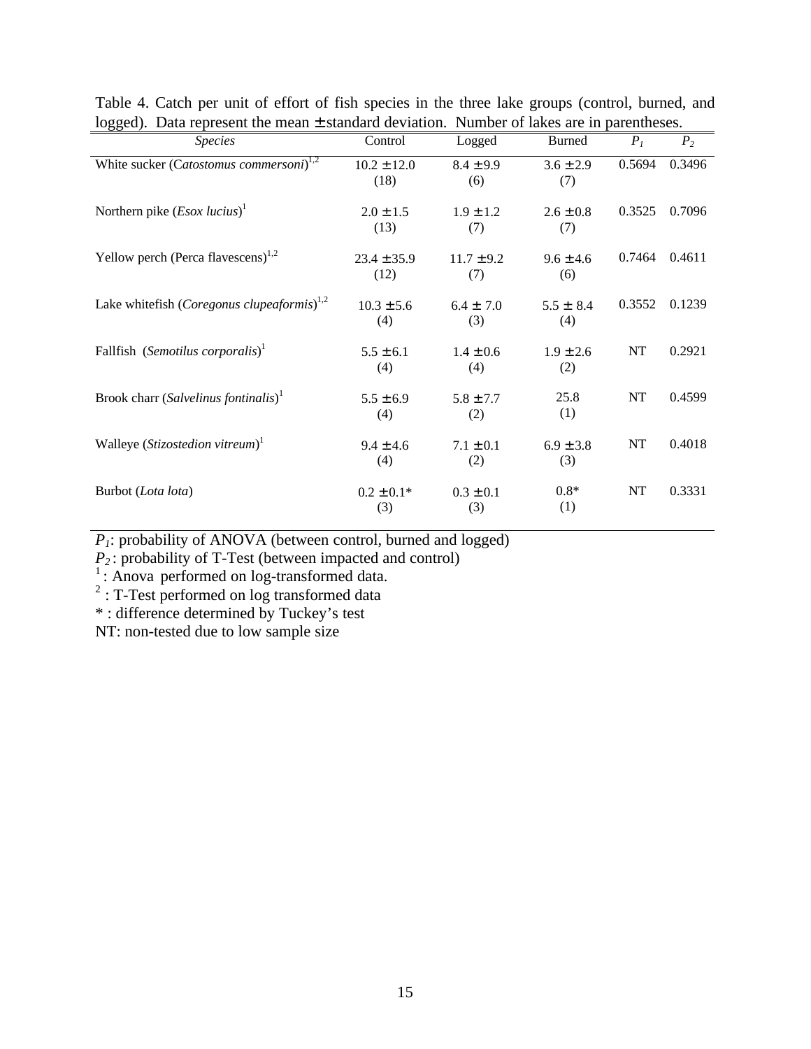Table 4. Catch per unit of effort of fish species in the three lake groups (control, burned, and logged). Data represent the mean ± standard deviation. Number of lakes are in parentheses.

| *Species* | Control | Logged | Burned | $P_1$ | $P_2$ |
|---|---|---|---|---|---|
| White sucker (*Catostomus commersoni*)[1,2] | 10.2 ± 12.0 (18) | 8.4 ± 9.9 (6) | 3.6 ± 2.9 (7) | 0.5694 | 0.3496 |
| Northern pike (*Esox lucius*)[1] | 2.0 ± 1.5 (13) | 1.9 ± 1.2 (7) | 2.6 ± 0.8 (7) | 0.3525 | 0.7096 |
| Yellow perch (Perca flavescens)[1,2] | 23.4 ± 35.9 (12) | 11.7 ± 9.2 (7) | 9.6 ± 4.6 (6) | 0.7464 | 0.4611 |
| Lake whitefish (*Coregonus clupeaformis*)[1,2] | 10.3 ± 5.6 (4) | 6.4 ± 7.0 (3) | 5.5 ± 8.4 (4) | 0.3552 | 0.1239 |
| Fallfish (*Semotilus corporalis*)[1] | 5.5 ± 6.1 (4) | 1.4 ± 0.6 (4) | 1.9 ± 2.6 (2) | NT | 0.2921 |
| Brook charr (*Salvelinus fontinalis*)[1] | 5.5 ± 6.9 (4) | 5.8 ± 7.7 (2) | 25.8 (1) | NT | 0.4599 |
| Walleye (*Stizostedion vitreum*)[1] | 9.4 ± 4.6 (4) | 7.1 ± 0.1 (2) | 6.9 ± 3.8 (3) | NT | 0.4018 |
| Burbot (*Lota lota*) | 0.2 ± 0.1* (3) | 0.3 ± 0.1 (3) | 0.8* (1) | NT | 0.3331 |

$P_1$: probability of ANOVA (between control, burned and logged)
$P_2$ : probability of T-Test (between impacted and control)
[1] : Anova performed on log-transformed data.
[2] : T-Test performed on log transformed data
* : difference determined by Tuckey's test
NT: non-tested due to low sample size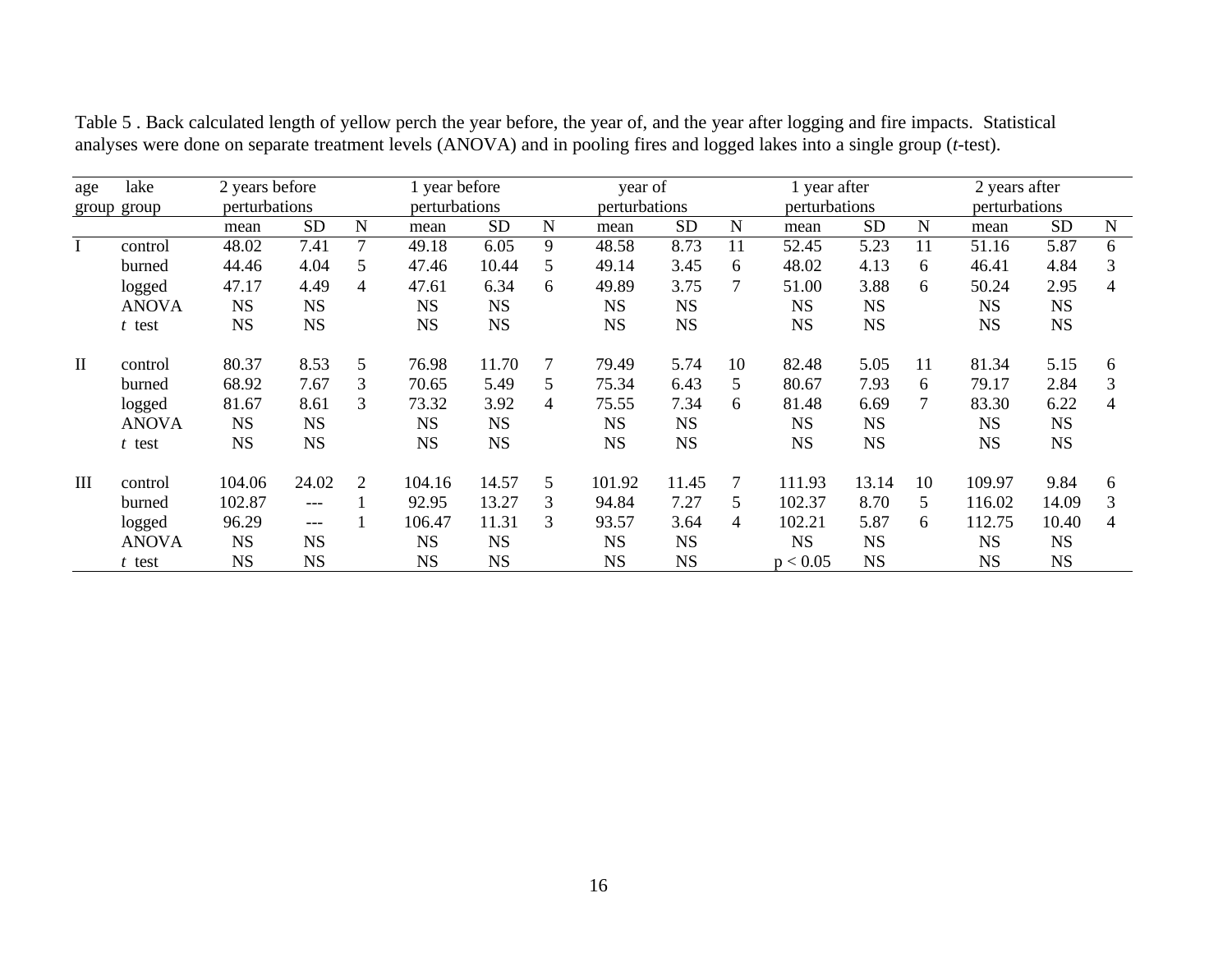Table 5 . Back calculated length of yellow perch the year before, the year of, and the year after logging and fire impacts. Statistical analyses were done on separate treatment levels (ANOVA) and in pooling fires and logged lakes into a single group (*t*-test).

| age group | lake group | 2 years before perturbations | | | 1 year before perturbations | | | year of perturbations | | | 1 year after perturbations | | | 2 years after perturbations | | |
|---|---|---|---|---|---|---|---|---|---|---|---|---|---|---|---|---|
| | | mean | SD | N | mean | SD | N | mean | SD | N | mean | SD | N | mean | SD | N |
| I | control | 48.02 | 7.41 | 7 | 49.18 | 6.05 | 9 | 48.58 | 8.73 | 11 | 52.45 | 5.23 | 11 | 51.16 | 5.87 | 6 |
| | burned | 44.46 | 4.04 | 5 | 47.46 | 10.44 | 5 | 49.14 | 3.45 | 6 | 48.02 | 4.13 | 6 | 46.41 | 4.84 | 3 |
| | logged | 47.17 | 4.49 | 4 | 47.61 | 6.34 | 6 | 49.89 | 3.75 | 7 | 51.00 | 3.88 | 6 | 50.24 | 2.95 | 4 |
| | ANOVA | NS | NS | | NS | NS | | NS | NS | | NS | NS | | NS | NS | |
| | *t* test | NS | NS | | NS | NS | | NS | NS | | NS | NS | | NS | NS | |
| II | control | 80.37 | 8.53 | 5 | 76.98 | 11.70 | 7 | 79.49 | 5.74 | 10 | 82.48 | 5.05 | 11 | 81.34 | 5.15 | 6 |
| | burned | 68.92 | 7.67 | 3 | 70.65 | 5.49 | 5 | 75.34 | 6.43 | 5 | 80.67 | 7.93 | 6 | 79.17 | 2.84 | 3 |
| | logged | 81.67 | 8.61 | 3 | 73.32 | 3.92 | 4 | 75.55 | 7.34 | 6 | 81.48 | 6.69 | 7 | 83.30 | 6.22 | 4 |
| | ANOVA | NS | NS | | NS | NS | | NS | NS | | NS | NS | | NS | NS | |
| | *t* test | NS | NS | | NS | NS | | NS | NS | | NS | NS | | NS | NS | |
| III | control | 104.06 | 24.02 | 2 | 104.16 | 14.57 | 5 | 101.92 | 11.45 | 7 | 111.93 | 13.14 | 10 | 109.97 | 9.84 | 6 |
| | burned | 102.87 | --- | 1 | 92.95 | 13.27 | 3 | 94.84 | 7.27 | 5 | 102.37 | 8.70 | 5 | 116.02 | 14.09 | 3 |
| | logged | 96.29 | --- | 1 | 106.47 | 11.31 | 3 | 93.57 | 3.64 | 4 | 102.21 | 5.87 | 6 | 112.75 | 10.40 | 4 |
| | ANOVA | NS | NS | | NS | NS | | NS | NS | | NS | NS | | NS | NS | |
| | *t* test | NS | NS | | NS | NS | | NS | NS | | $p < 0.05$ | NS | | NS | NS | |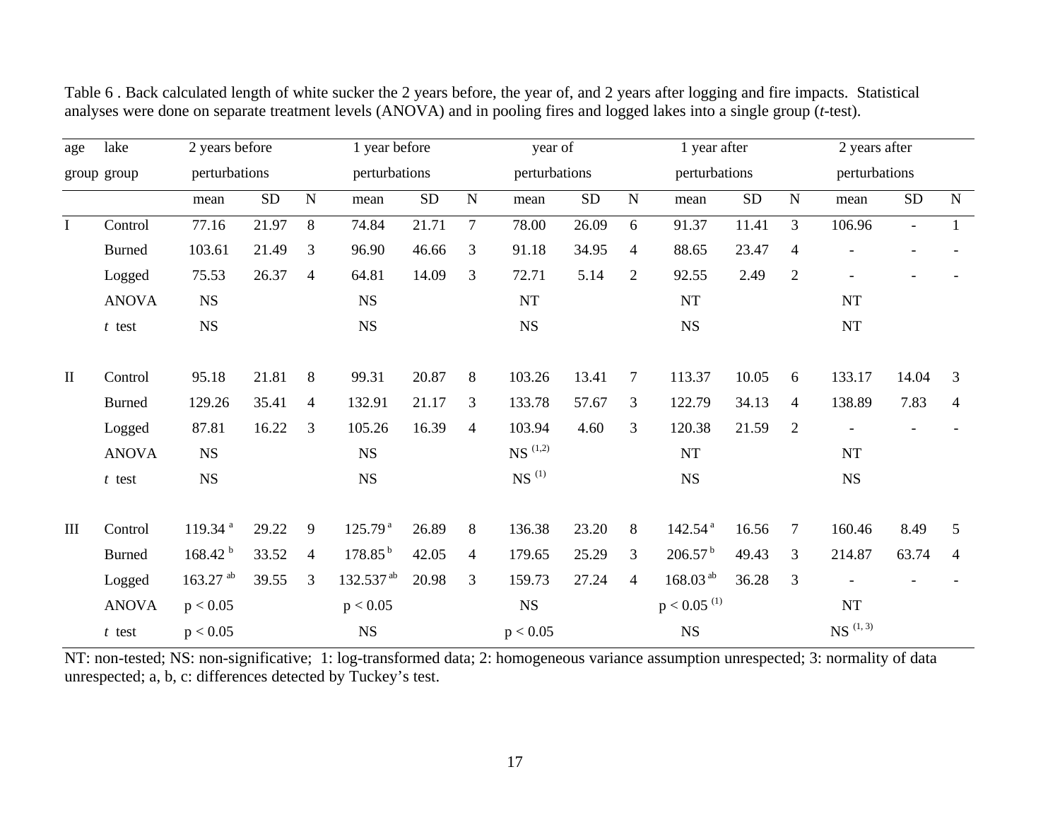Table 6 . Back calculated length of white sucker the 2 years before, the year of, and 2 years after logging and fire impacts. Statistical analyses were done on separate treatment levels (ANOVA) and in pooling fires and logged lakes into a single group (*t*-test).

| age group | lake group | 2 years before perturbations | | | 1 year before perturbations | | | year of perturbations | | | 1 year after perturbations | | | 2 years after perturbations | | |
|---|---|---|---|---|---|---|---|---|---|---|---|---|---|---|---|---|
| | | mean | SD | N | mean | SD | N | mean | SD | N | mean | SD | N | mean | SD | N |
| I | Control | 77.16 | 21.97 | 8 | 74.84 | 21.71 | 7 | 78.00 | 26.09 | 6 | 91.37 | 11.41 | 3 | 106.96 | - | 1 |
| | Burned | 103.61 | 21.49 | 3 | 96.90 | 46.66 | 3 | 91.18 | 34.95 | 4 | 88.65 | 23.47 | 4 | - | - | - |
| | Logged | 75.53 | 26.37 | 4 | 64.81 | 14.09 | 3 | 72.71 | 5.14 | 2 | 92.55 | 2.49 | 2 | - | - | - |
| | ANOVA | NS | | | NS | | | NT | | | NT | | | NT | | |
| | *t* test | NS | | | NS | | | NS | | | NS | | | NT | | |
| II | Control | 95.18 | 21.81 | 8 | 99.31 | 20.87 | 8 | 103.26 | 13.41 | 7 | 113.37 | 10.05 | 6 | 133.17 | 14.04 | 3 |
| | Burned | 129.26 | 35.41 | 4 | 132.91 | 21.17 | 3 | 133.78 | 57.67 | 3 | 122.79 | 34.13 | 4 | 138.89 | 7.83 | 4 |
| | Logged | 87.81 | 16.22 | 3 | 105.26 | 16.39 | 4 | 103.94 | 4.60 | 3 | 120.38 | 21.59 | 2 | - | - | - |
| | ANOVA | NS | | | NS | | | NS (1,2) | | | NT | | | NT | | |
| | *t* test | NS | | | NS | | | NS (1) | | | NS | | | NS | | |
| III | Control | 119.34 [a] | 29.22 | 9 | 125.79 [a] | 26.89 | 8 | 136.38 | 23.20 | 8 | 142.54 [a] | 16.56 | 7 | 160.46 | 8.49 | 5 |
| | Burned | 168.42 [b] | 33.52 | 4 | 178.85 [b] | 42.05 | 4 | 179.65 | 25.29 | 3 | 206.57 [b] | 49.43 | 3 | 214.87 | 63.74 | 4 |
| | Logged | 163.27 [ab] | 39.55 | 3 | 132.537 [ab] | 20.98 | 3 | 159.73 | 27.24 | 4 | 168.03 [ab] | 36.28 | 3 | - | - | - |
| | ANOVA | $p < 0.05$ | | | $p < 0.05$ | | | NS | | | $p < 0.05$ (1) | | | NT | | |
| | *t* test | $p < 0.05$ | | | NS | | | $p < 0.05$ | | | NS | | | NS (1, 3) | | |

NT: non-tested; NS: non-significative; 1: log-transformed data; 2: homogeneous variance assumption unrespected; 3: normality of data unrespected; a, b, c: differences detected by Tuckey's test.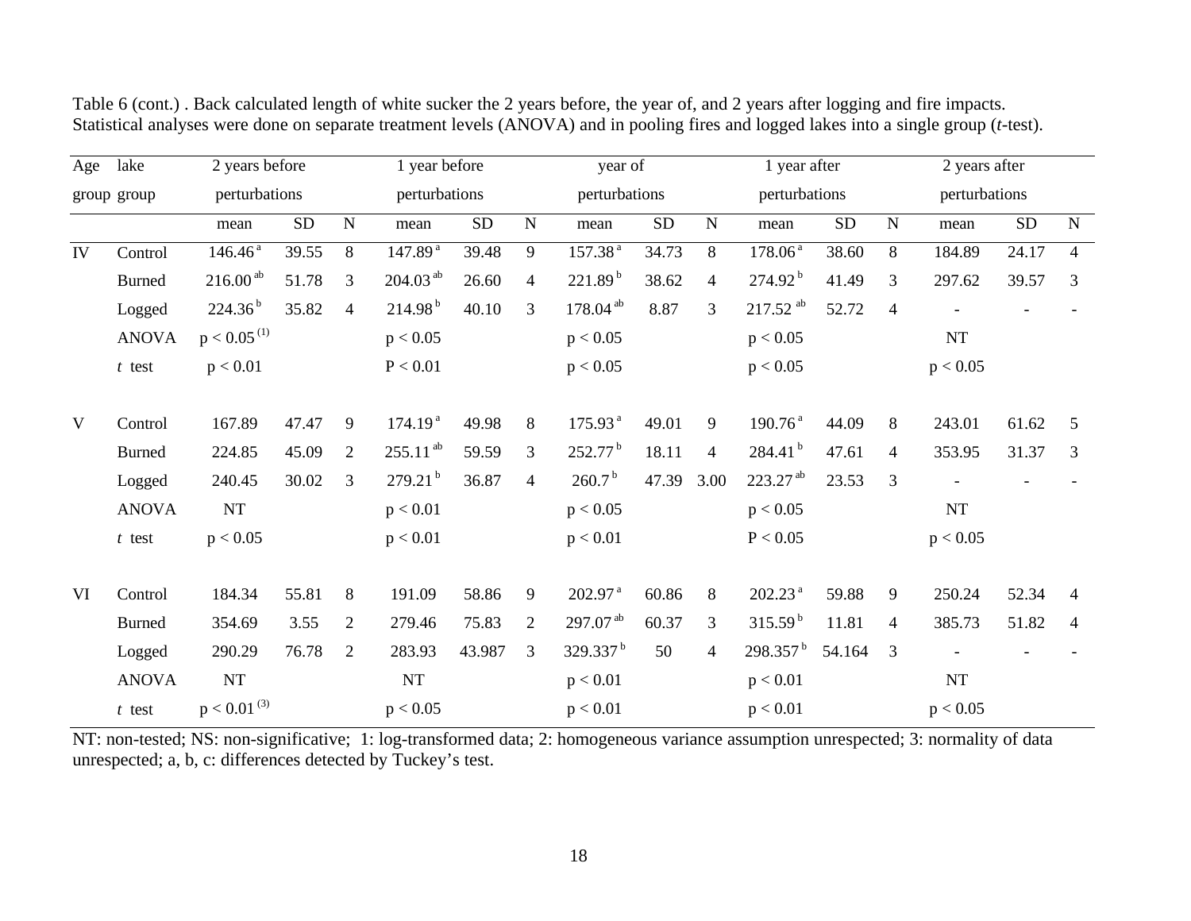Table 6 (cont.) . Back calculated length of white sucker the 2 years before, the year of, and 2 years after logging and fire impacts. Statistical analyses were done on separate treatment levels (ANOVA) and in pooling fires and logged lakes into a single group (*t*-test).

| Age group | lake group | 2 years before perturbations | | | 1 year before perturbations | | | year of perturbations | | | 1 year after perturbations | | | 2 years after perturbations | | |
|---|---|---|---|---|---|---|---|---|---|---|---|---|---|---|---|---|
| | | mean | SD | N | mean | SD | N | mean | SD | N | mean | SD | N | mean | SD | N |
| IV | Control | 146.46 [a] | 39.55 | 8 | 147.89 [a] | 39.48 | 9 | 157.38 [a] | 34.73 | 8 | 178.06 [a] | 38.60 | 8 | 184.89 | 24.17 | 4 |
| | Burned | 216.00 [ab] | 51.78 | 3 | 204.03 [ab] | 26.60 | 4 | 221.89 [b] | 38.62 | 4 | 274.92 [b] | 41.49 | 3 | 297.62 | 39.57 | 3 |
| | Logged | 224.36 [b] | 35.82 | 4 | 214.98 [b] | 40.10 | 3 | 178.04 [ab] | 8.87 | 3 | 217.52 [ab] | 52.72 | 4 | - | - | - |
| | ANOVA | $p < 0.05$ (1) | | | $p < 0.05$ | | | $p < 0.05$ | | | $p < 0.05$ | | | NT | | |
| | *t* test | $p < 0.01$ | | | $P < 0.01$ | | | $p < 0.05$ | | | $p < 0.05$ | | | $p < 0.05$ | | |
| V | Control | 167.89 | 47.47 | 9 | 174.19 [a] | 49.98 | 8 | 175.93 [a] | 49.01 | 9 | 190.76 [a] | 44.09 | 8 | 243.01 | 61.62 | 5 |
| | Burned | 224.85 | 45.09 | 2 | 255.11 [ab] | 59.59 | 3 | 252.77 [b] | 18.11 | 4 | 284.41 [b] | 47.61 | 4 | 353.95 | 31.37 | 3 |
| | Logged | 240.45 | 30.02 | 3 | 279.21 [b] | 36.87 | 4 | 260.7 [b] | 47.39 | 3.00 | 223.27 [ab] | 23.53 | 3 | - | - | - |
| | ANOVA | NT | | | $p < 0.01$ | | | $p < 0.05$ | | | $p < 0.05$ | | | NT | | |
| | *t* test | $p < 0.05$ | | | $p < 0.01$ | | | $p < 0.01$ | | | $P < 0.05$ | | | $p < 0.05$ | | |
| VI | Control | 184.34 | 55.81 | 8 | 191.09 | 58.86 | 9 | 202.97 [a] | 60.86 | 8 | 202.23 [a] | 59.88 | 9 | 250.24 | 52.34 | 4 |
| | Burned | 354.69 | 3.55 | 2 | 279.46 | 75.83 | 2 | 297.07 [ab] | 60.37 | 3 | 315.59 [b] | 11.81 | 4 | 385.73 | 51.82 | 4 |
| | Logged | 290.29 | 76.78 | 2 | 283.93 | 43.987 | 3 | 329.337 [b] | 50 | 4 | 298.357 [b] | 54.164 | 3 | - | - | - |
| | ANOVA | NT | | | NT | | | $p < 0.01$ | | | $p < 0.01$ | | | NT | | |
| | *t* test | $p < 0.01$ (3) | | | $p < 0.05$ | | | $p < 0.01$ | | | $p < 0.01$ | | | $p < 0.05$ | | |

NT: non-tested; NS: non-significative; 1: log-transformed data; 2: homogeneous variance assumption unrespected; 3: normality of data unrespected; a, b, c: differences detected by Tuckey's test.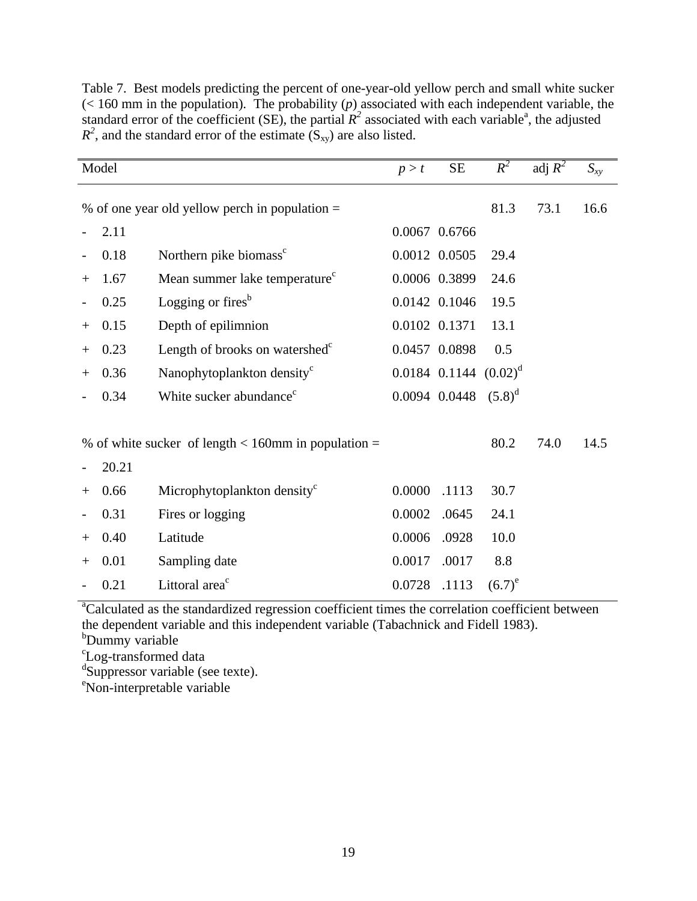Table 7. Best models predicting the percent of one-year-old yellow perch and small white sucker (< 160 mm in the population). The probability (*p*) associated with each independent variable, the standard error of the coefficient (SE), the partial $R^2$ associated with each variable[a], the adjusted $R^2$, and the standard error of the estimate ($S_{xy}$) are also listed.

| Model | | | $p > t$ | SE | $R^2$ | adj $R^2$ | $S_{xy}$ |
|---|---|---|---|---|---|---|---|
| % of one year old yellow perch in population = | | | | | 81.3 | 73.1 | 16.6 |
| - | 2.11 | | 0.0067 | 0.6766 | | | |
| - | 0.18 | Northern pike biomass[c] | 0.0012 | 0.0505 | 29.4 | | |
| + | 1.67 | Mean summer lake temperature[c] | 0.0006 | 0.3899 | 24.6 | | |
| - | 0.25 | Logging or fires[b] | 0.0142 | 0.1046 | 19.5 | | |
| + | 0.15 | Depth of epilimnion | 0.0102 | 0.1371 | 13.1 | | |
| + | 0.23 | Length of brooks on watershed[c] | 0.0457 | 0.0898 | 0.5 | | |
| + | 0.36 | Nanophytoplankton density[c] | 0.0184 | 0.1144 | (0.02)[d] | | |
| - | 0.34 | White sucker abundance[c] | 0.0094 | 0.0448 | (5.8)[d] | | |
| % of white sucker of length < 160mm in population = | | | | | 80.2 | 74.0 | 14.5 |
| - | 20.21 | | | | | | |
| + | 0.66 | Microphytoplankton density[c] | 0.0000 | .1113 | 30.7 | | |
| - | 0.31 | Fires or logging | 0.0002 | .0645 | 24.1 | | |
| + | 0.40 | Latitude | 0.0006 | .0928 | 10.0 | | |
| + | 0.01 | Sampling date | 0.0017 | .0017 | 8.8 | | |
| - | 0.21 | Littoral area[c] | 0.0728 | .1113 | (6.7)[e] | | |

[a]Calculated as the standardized regression coefficient times the correlation coefficient between the dependent variable and this independent variable (Tabachnick and Fidell 1983).
[b]Dummy variable
[c]Log-transformed data
[d]Suppressor variable (see texte).
[e]Non-interpretable variable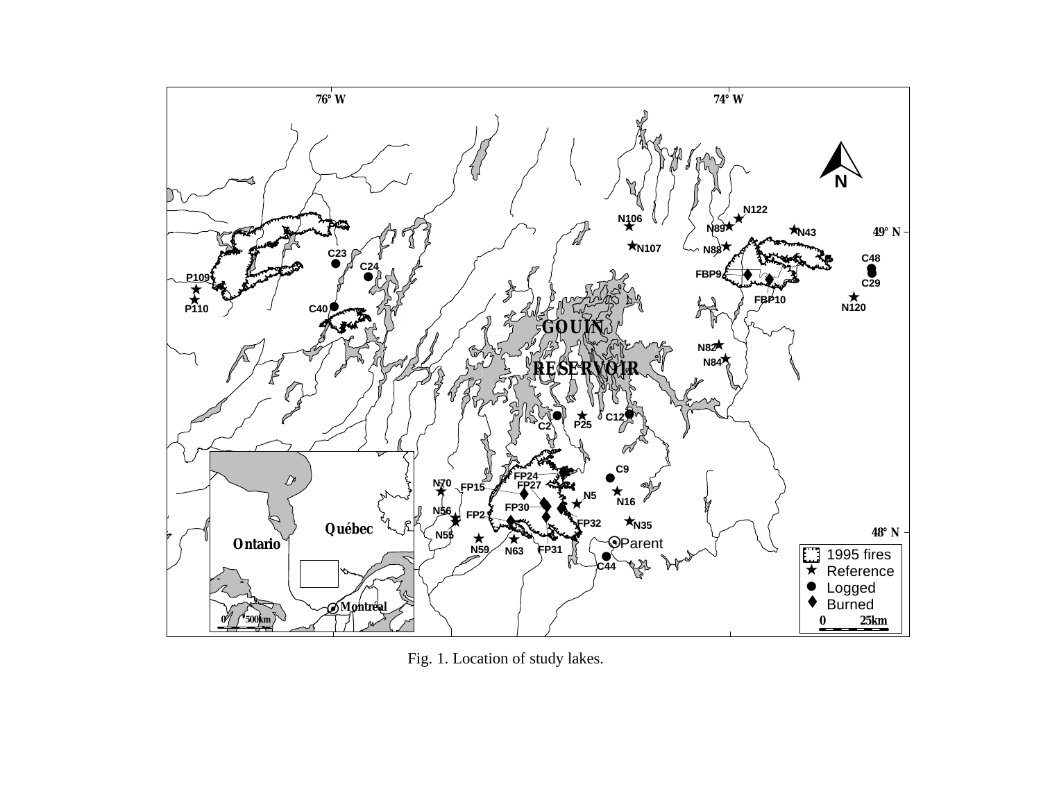76° W

74° W

N

N122

N106

N89

N43

49° N

N107

N88

C23

C48

C24

P109

FBP9

C29

FBP10

N120

C40

P110

GOUIN

N82

N84

RESERVOIR

C12

C2

P25

C9

FP24

N70

FP27

FP15

N5

N16

FP30

N56

FP2

FP32

N35

Québec

N55

48° N

Ontario

Parent

N59

N63

FP31

C44

1995 fires

Reference

Logged

Burned

Montréal

0 500km

0 25km

Fig. 1. Location of study lakes.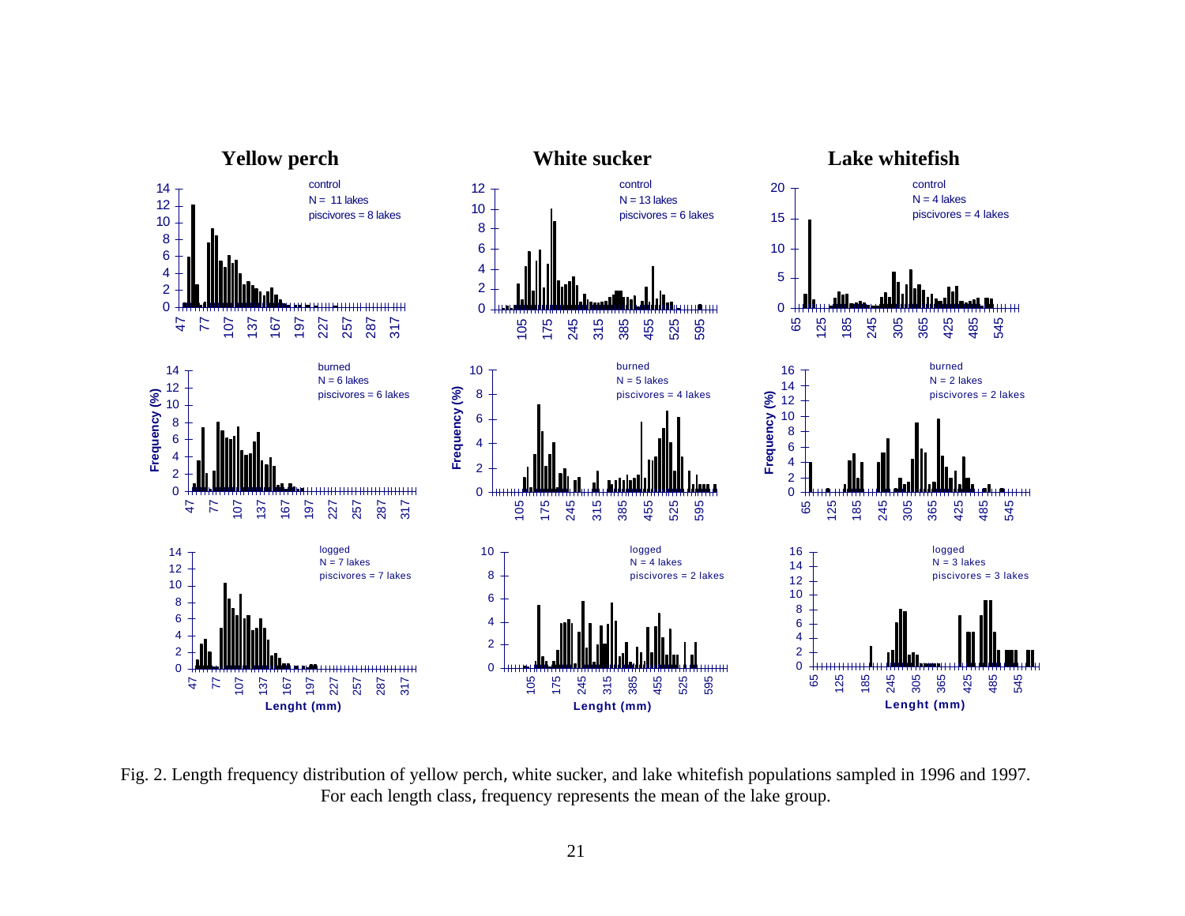Yellow perch

White sucker

Lake whitefish

control
N = 11 lakes
piscivores = 8 lakes

control
N = 13 lakes
piscivores = 6 lakes

control
N = 4 lakes
piscivores = 4 lakes

burned
N = 6 lakes
piscivores = 6 lakes

burned
N = 5 lakes
piscivores = 4 lakes

burned
N = 2 lakes
piscivores = 2 lakes

logged
N = 7 lakes
piscivores = 7 lakes

logged
N = 4 lakes
piscivores = 2 lakes

logged
N = 3 lakes
piscivores = 3 lakes

Frequency (%)

Lenght (mm)

Fig. 2. Length frequency distribution of yellow perch, white sucker, and lake whitefish populations sampled in 1996 and 1997. For each length class, frequency represents the mean of the lake group.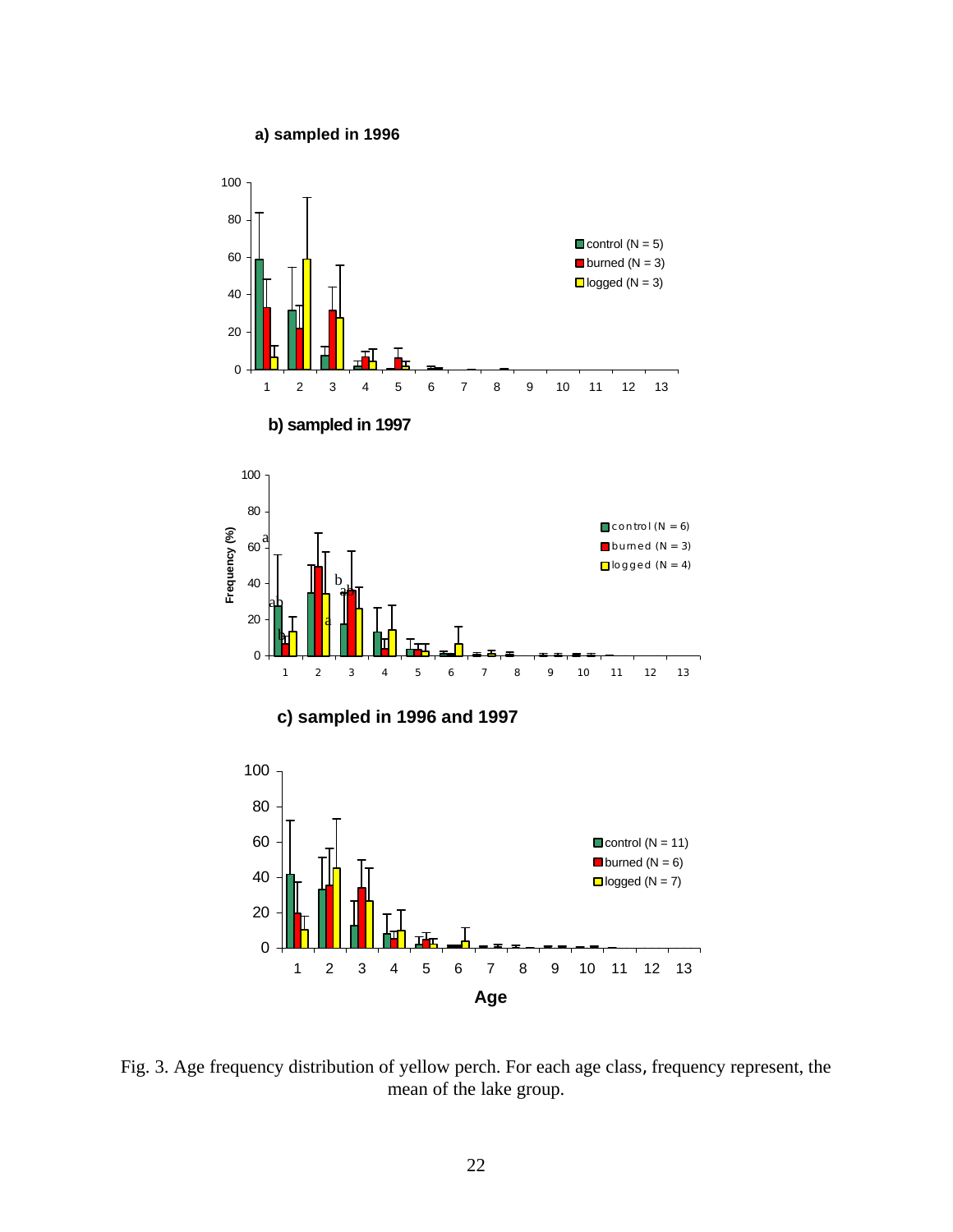a) sampled in 1996

100
80
60
40
20
0
1 2 3 4 5 6 7 8 9 10 11 12 13

control (N = 5)
burned (N = 3)
logged (N = 3)

b) sampled in 1997

Frequency (%)

100
80
60
40
20
0
1 2 3 4 5 6 7 8 9 10 11 12 13

a
ab
b
b
ab
a

control (N = 6)
burned (N = 3)
logged (N = 4)

c) sampled in 1996 and 1997

100
80
60
40
20
0
1 2 3 4 5 6 7 8 9 10 11 12 13

Age

control (N = 11)
burned (N = 6)
logged (N = 7)

Fig. 3. Age frequency distribution of yellow perch. For each age class, frequency represent, the mean of the lake group.